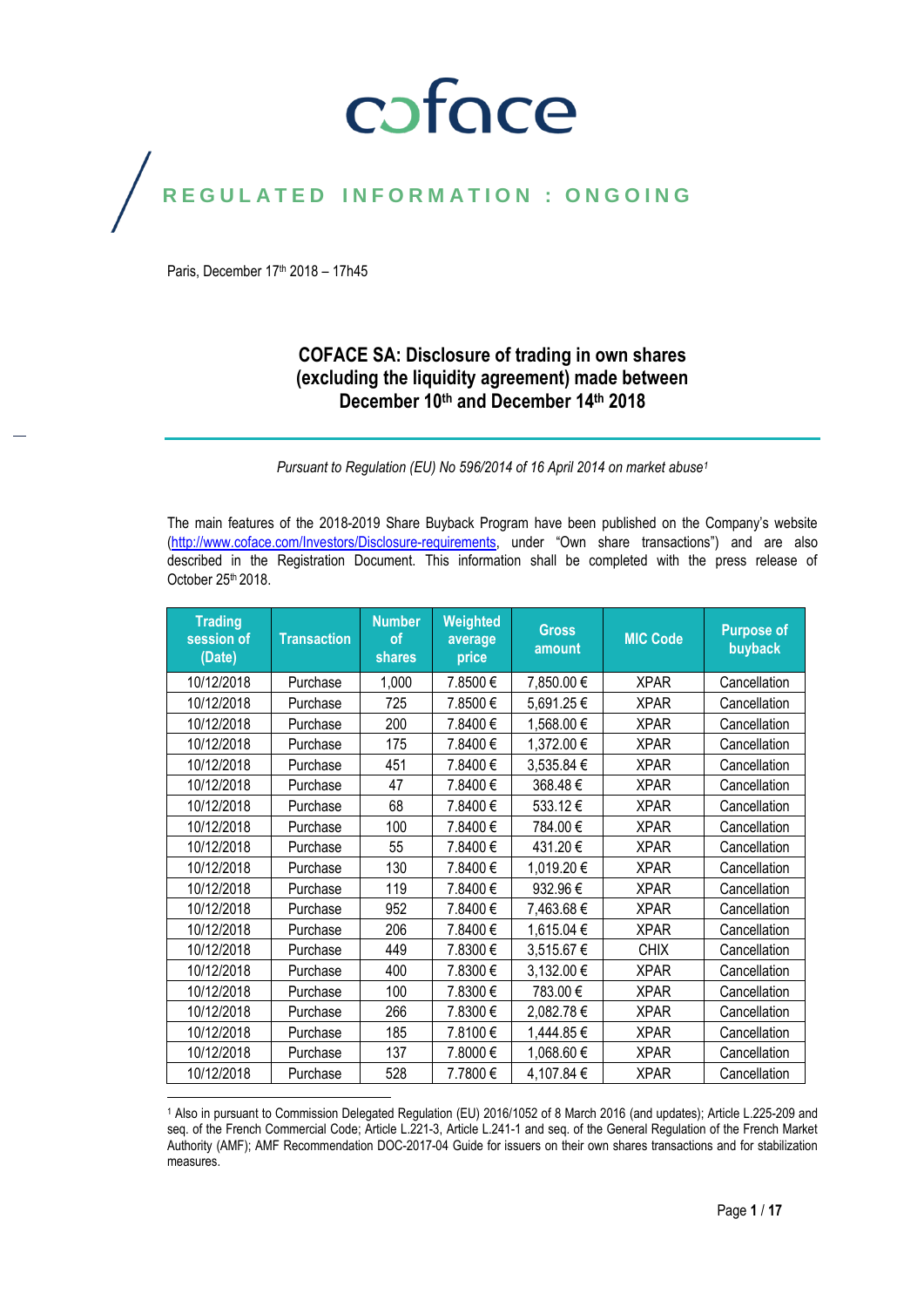# coface

## REGULATED INFORMATION : ONGOING

Paris, December 17th 2018 – 17h45

### COFACE SA: Disclosure of trading in own shares (excluding the liquidity agreement) made between December 10th and December 14th 2018

*Pursuant to Regulation (EU) No 596/2014 of 16 April 2014 on market abuse[1]*

The main features of the 2018-2019 Share Buyback Program have been published on the Company's website (http://www.coface.com/Investors/Disclosure-requirements, under "Own share transactions") and are also described in the Registration Document. This information shall be completed with the press release of October 25th 2018.

| Trading session of (Date) | Transaction | Number of shares | Weighted average price | Gross amount | MIC Code | Purpose of buyback |
|---|---|---|---|---|---|---|
| 10/12/2018 | Purchase | 1,000 | 7.8500 € | 7,850.00 € | XPAR | Cancellation |
| 10/12/2018 | Purchase | 725 | 7.8500 € | 5,691.25 € | XPAR | Cancellation |
| 10/12/2018 | Purchase | 200 | 7.8400 € | 1,568.00 € | XPAR | Cancellation |
| 10/12/2018 | Purchase | 175 | 7.8400 € | 1,372.00 € | XPAR | Cancellation |
| 10/12/2018 | Purchase | 451 | 7.8400 € | 3,535.84 € | XPAR | Cancellation |
| 10/12/2018 | Purchase | 47 | 7.8400 € | 368.48 € | XPAR | Cancellation |
| 10/12/2018 | Purchase | 68 | 7.8400 € | 533.12 € | XPAR | Cancellation |
| 10/12/2018 | Purchase | 100 | 7.8400 € | 784.00 € | XPAR | Cancellation |
| 10/12/2018 | Purchase | 55 | 7.8400 € | 431.20 € | XPAR | Cancellation |
| 10/12/2018 | Purchase | 130 | 7.8400 € | 1,019.20 € | XPAR | Cancellation |
| 10/12/2018 | Purchase | 119 | 7.8400 € | 932.96 € | XPAR | Cancellation |
| 10/12/2018 | Purchase | 952 | 7.8400 € | 7,463.68 € | XPAR | Cancellation |
| 10/12/2018 | Purchase | 206 | 7.8400 € | 1,615.04 € | XPAR | Cancellation |
| 10/12/2018 | Purchase | 449 | 7.8300 € | 3,515.67 € | CHIX | Cancellation |
| 10/12/2018 | Purchase | 400 | 7.8300 € | 3,132.00 € | XPAR | Cancellation |
| 10/12/2018 | Purchase | 100 | 7.8300 € | 783.00 € | XPAR | Cancellation |
| 10/12/2018 | Purchase | 266 | 7.8300 € | 2,082.78 € | XPAR | Cancellation |
| 10/12/2018 | Purchase | 185 | 7.8100 € | 1,444.85 € | XPAR | Cancellation |
| 10/12/2018 | Purchase | 137 | 7.8000 € | 1,068.60 € | XPAR | Cancellation |
| 10/12/2018 | Purchase | 528 | 7.7800 € | 4,107.84 € | XPAR | Cancellation |

[1] Also in pursuant to Commission Delegated Regulation (EU) 2016/1052 of 8 March 2016 (and updates); Article L.225-209 and seq. of the French Commercial Code; Article L.221-3, Article L.241-1 and seq. of the General Regulation of the French Market Authority (AMF); AMF Recommendation DOC-2017-04 Guide for issuers on their own shares transactions and for stabilization measures.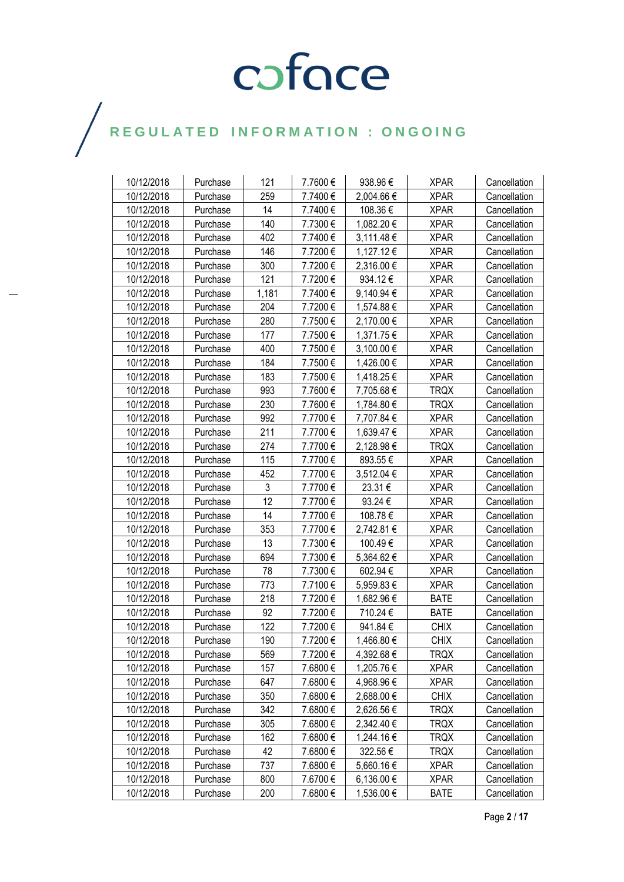# REGULATED INFORMATION : ONGOING

| | | | | | | |
|---|---|---|---|---|---|---|
| 10/12/2018 | Purchase | 121 | 7.7600 € | 938.96 € | XPAR | Cancellation |
| 10/12/2018 | Purchase | 259 | 7.7400 € | 2,004.66 € | XPAR | Cancellation |
| 10/12/2018 | Purchase | 14 | 7.7400 € | 108.36 € | XPAR | Cancellation |
| 10/12/2018 | Purchase | 140 | 7.7300 € | 1,082.20 € | XPAR | Cancellation |
| 10/12/2018 | Purchase | 402 | 7.7400 € | 3,111.48 € | XPAR | Cancellation |
| 10/12/2018 | Purchase | 146 | 7.7200 € | 1,127.12 € | XPAR | Cancellation |
| 10/12/2018 | Purchase | 300 | 7.7200 € | 2,316.00 € | XPAR | Cancellation |
| 10/12/2018 | Purchase | 121 | 7.7200 € | 934.12 € | XPAR | Cancellation |
| 10/12/2018 | Purchase | 1,181 | 7.7400 € | 9,140.94 € | XPAR | Cancellation |
| 10/12/2018 | Purchase | 204 | 7.7200 € | 1,574.88 € | XPAR | Cancellation |
| 10/12/2018 | Purchase | 280 | 7.7500 € | 2,170.00 € | XPAR | Cancellation |
| 10/12/2018 | Purchase | 177 | 7.7500 € | 1,371.75 € | XPAR | Cancellation |
| 10/12/2018 | Purchase | 400 | 7.7500 € | 3,100.00 € | XPAR | Cancellation |
| 10/12/2018 | Purchase | 184 | 7.7500 € | 1,426.00 € | XPAR | Cancellation |
| 10/12/2018 | Purchase | 183 | 7.7500 € | 1,418.25 € | XPAR | Cancellation |
| 10/12/2018 | Purchase | 993 | 7.7600 € | 7,705.68 € | TRQX | Cancellation |
| 10/12/2018 | Purchase | 230 | 7.7600 € | 1,784.80 € | TRQX | Cancellation |
| 10/12/2018 | Purchase | 992 | 7.7700 € | 7,707.84 € | XPAR | Cancellation |
| 10/12/2018 | Purchase | 211 | 7.7700 € | 1,639.47 € | XPAR | Cancellation |
| 10/12/2018 | Purchase | 274 | 7.7700 € | 2,128.98 € | TRQX | Cancellation |
| 10/12/2018 | Purchase | 115 | 7.7700 € | 893.55 € | XPAR | Cancellation |
| 10/12/2018 | Purchase | 452 | 7.7700 € | 3,512.04 € | XPAR | Cancellation |
| 10/12/2018 | Purchase | 3 | 7.7700 € | 23.31 € | XPAR | Cancellation |
| 10/12/2018 | Purchase | 12 | 7.7700 € | 93.24 € | XPAR | Cancellation |
| 10/12/2018 | Purchase | 14 | 7.7700 € | 108.78 € | XPAR | Cancellation |
| 10/12/2018 | Purchase | 353 | 7.7700 € | 2,742.81 € | XPAR | Cancellation |
| 10/12/2018 | Purchase | 13 | 7.7300 € | 100.49 € | XPAR | Cancellation |
| 10/12/2018 | Purchase | 694 | 7.7300 € | 5,364.62 € | XPAR | Cancellation |
| 10/12/2018 | Purchase | 78 | 7.7300 € | 602.94 € | XPAR | Cancellation |
| 10/12/2018 | Purchase | 773 | 7.7100 € | 5,959.83 € | XPAR | Cancellation |
| 10/12/2018 | Purchase | 218 | 7.7200 € | 1,682.96 € | BATE | Cancellation |
| 10/12/2018 | Purchase | 92 | 7.7200 € | 710.24 € | BATE | Cancellation |
| 10/12/2018 | Purchase | 122 | 7.7200 € | 941.84 € | CHIX | Cancellation |
| 10/12/2018 | Purchase | 190 | 7.7200 € | 1,466.80 € | CHIX | Cancellation |
| 10/12/2018 | Purchase | 569 | 7.7200 € | 4,392.68 € | TRQX | Cancellation |
| 10/12/2018 | Purchase | 157 | 7.6800 € | 1,205.76 € | XPAR | Cancellation |
| 10/12/2018 | Purchase | 647 | 7.6800 € | 4,968.96 € | XPAR | Cancellation |
| 10/12/2018 | Purchase | 350 | 7.6800 € | 2,688.00 € | CHIX | Cancellation |
| 10/12/2018 | Purchase | 342 | 7.6800 € | 2,626.56 € | TRQX | Cancellation |
| 10/12/2018 | Purchase | 305 | 7.6800 € | 2,342.40 € | TRQX | Cancellation |
| 10/12/2018 | Purchase | 162 | 7.6800 € | 1,244.16 € | TRQX | Cancellation |
| 10/12/2018 | Purchase | 42 | 7.6800 € | 322.56 € | TRQX | Cancellation |
| 10/12/2018 | Purchase | 737 | 7.6800 € | 5,660.16 € | XPAR | Cancellation |
| 10/12/2018 | Purchase | 800 | 7.6700 € | 6,136.00 € | XPAR | Cancellation |
| 10/12/2018 | Purchase | 200 | 7.6800 € | 1,536.00 € | BATE | Cancellation |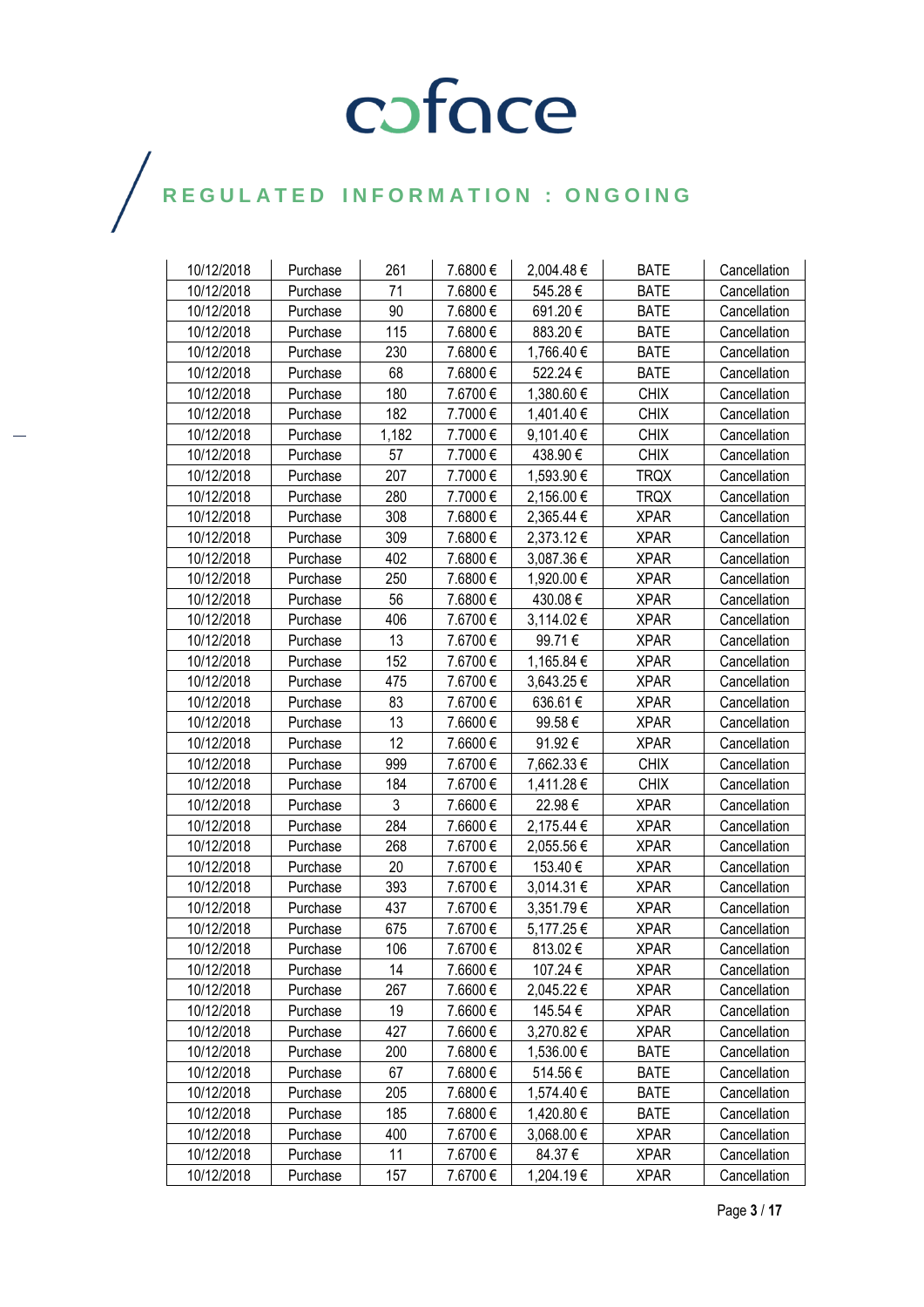| 10/12/2018 | Purchase | 261 | 7.6800 € | 2,004.48 € | BATE | Cancellation |
|---|---|---|---|---|---|---|
| 10/12/2018 | Purchase | 71 | 7.6800 € | 545.28 € | BATE | Cancellation |
| 10/12/2018 | Purchase | 90 | 7.6800 € | 691.20 € | BATE | Cancellation |
| 10/12/2018 | Purchase | 115 | 7.6800 € | 883.20 € | BATE | Cancellation |
| 10/12/2018 | Purchase | 230 | 7.6800 € | 1,766.40 € | BATE | Cancellation |
| 10/12/2018 | Purchase | 68 | 7.6800 € | 522.24 € | BATE | Cancellation |
| 10/12/2018 | Purchase | 180 | 7.6700 € | 1,380.60 € | CHIX | Cancellation |
| 10/12/2018 | Purchase | 182 | 7.7000 € | 1,401.40 € | CHIX | Cancellation |
| 10/12/2018 | Purchase | 1,182 | 7.7000 € | 9,101.40 € | CHIX | Cancellation |
| 10/12/2018 | Purchase | 57 | 7.7000 € | 438.90 € | CHIX | Cancellation |
| 10/12/2018 | Purchase | 207 | 7.7000 € | 1,593.90 € | TRQX | Cancellation |
| 10/12/2018 | Purchase | 280 | 7.7000 € | 2,156.00 € | TRQX | Cancellation |
| 10/12/2018 | Purchase | 308 | 7.6800 € | 2,365.44 € | XPAR | Cancellation |
| 10/12/2018 | Purchase | 309 | 7.6800 € | 2,373.12 € | XPAR | Cancellation |
| 10/12/2018 | Purchase | 402 | 7.6800 € | 3,087.36 € | XPAR | Cancellation |
| 10/12/2018 | Purchase | 250 | 7.6800 € | 1,920.00 € | XPAR | Cancellation |
| 10/12/2018 | Purchase | 56 | 7.6800 € | 430.08 € | XPAR | Cancellation |
| 10/12/2018 | Purchase | 406 | 7.6700 € | 3,114.02 € | XPAR | Cancellation |
| 10/12/2018 | Purchase | 13 | 7.6700 € | 99.71 € | XPAR | Cancellation |
| 10/12/2018 | Purchase | 152 | 7.6700 € | 1,165.84 € | XPAR | Cancellation |
| 10/12/2018 | Purchase | 475 | 7.6700 € | 3,643.25 € | XPAR | Cancellation |
| 10/12/2018 | Purchase | 83 | 7.6700 € | 636.61 € | XPAR | Cancellation |
| 10/12/2018 | Purchase | 13 | 7.6600 € | 99.58 € | XPAR | Cancellation |
| 10/12/2018 | Purchase | 12 | 7.6600 € | 91.92 € | XPAR | Cancellation |
| 10/12/2018 | Purchase | 999 | 7.6700 € | 7,662.33 € | CHIX | Cancellation |
| 10/12/2018 | Purchase | 184 | 7.6700 € | 1,411.28 € | CHIX | Cancellation |
| 10/12/2018 | Purchase | 3 | 7.6600 € | 22.98 € | XPAR | Cancellation |
| 10/12/2018 | Purchase | 284 | 7.6600 € | 2,175.44 € | XPAR | Cancellation |
| 10/12/2018 | Purchase | 268 | 7.6700 € | 2,055.56 € | XPAR | Cancellation |
| 10/12/2018 | Purchase | 20 | 7.6700 € | 153.40 € | XPAR | Cancellation |
| 10/12/2018 | Purchase | 393 | 7.6700 € | 3,014.31 € | XPAR | Cancellation |
| 10/12/2018 | Purchase | 437 | 7.6700 € | 3,351.79 € | XPAR | Cancellation |
| 10/12/2018 | Purchase | 675 | 7.6700 € | 5,177.25 € | XPAR | Cancellation |
| 10/12/2018 | Purchase | 106 | 7.6700 € | 813.02 € | XPAR | Cancellation |
| 10/12/2018 | Purchase | 14 | 7.6600 € | 107.24 € | XPAR | Cancellation |
| 10/12/2018 | Purchase | 267 | 7.6600 € | 2,045.22 € | XPAR | Cancellation |
| 10/12/2018 | Purchase | 19 | 7.6600 € | 145.54 € | XPAR | Cancellation |
| 10/12/2018 | Purchase | 427 | 7.6600 € | 3,270.82 € | XPAR | Cancellation |
| 10/12/2018 | Purchase | 200 | 7.6800 € | 1,536.00 € | BATE | Cancellation |
| 10/12/2018 | Purchase | 67 | 7.6800 € | 514.56 € | BATE | Cancellation |
| 10/12/2018 | Purchase | 205 | 7.6800 € | 1,574.40 € | BATE | Cancellation |
| 10/12/2018 | Purchase | 185 | 7.6800 € | 1,420.80 € | BATE | Cancellation |
| 10/12/2018 | Purchase | 400 | 7.6700 € | 3,068.00 € | XPAR | Cancellation |
| 10/12/2018 | Purchase | 11 | 7.6700 € | 84.37 € | XPAR | Cancellation |
| 10/12/2018 | Purchase | 157 | 7.6700 € | 1,204.19 € | XPAR | Cancellation |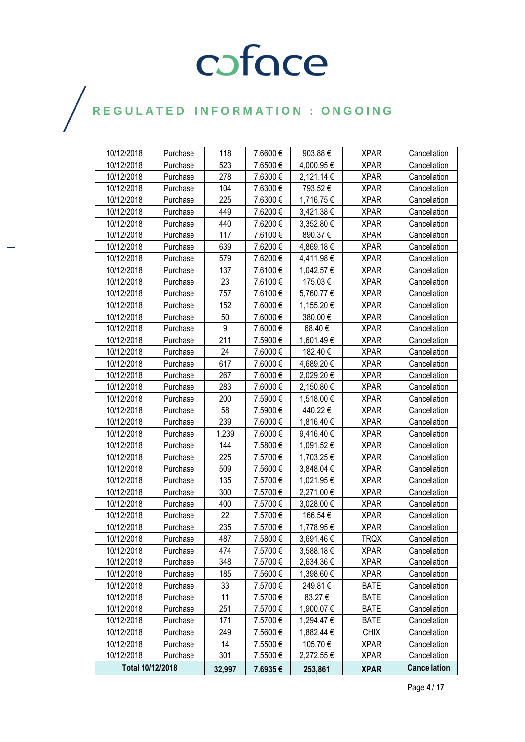| 10/12/2018 | Purchase | 118 | 7.6600 € | 903.88 € | XPAR | Cancellation |
|---|---|---|---|---|---|---|
| 10/12/2018 | Purchase | 523 | 7.6500 € | 4,000.95 € | XPAR | Cancellation |
| 10/12/2018 | Purchase | 278 | 7.6300 € | 2,121.14 € | XPAR | Cancellation |
| 10/12/2018 | Purchase | 104 | 7.6300 € | 793.52 € | XPAR | Cancellation |
| 10/12/2018 | Purchase | 225 | 7.6300 € | 1,716.75 € | XPAR | Cancellation |
| 10/12/2018 | Purchase | 449 | 7.6200 € | 3,421.38 € | XPAR | Cancellation |
| 10/12/2018 | Purchase | 440 | 7.6200 € | 3,352.80 € | XPAR | Cancellation |
| 10/12/2018 | Purchase | 117 | 7.6100 € | 890.37 € | XPAR | Cancellation |
| 10/12/2018 | Purchase | 639 | 7.6200 € | 4,869.18 € | XPAR | Cancellation |
| 10/12/2018 | Purchase | 579 | 7.6200 € | 4,411.98 € | XPAR | Cancellation |
| 10/12/2018 | Purchase | 137 | 7.6100 € | 1,042.57 € | XPAR | Cancellation |
| 10/12/2018 | Purchase | 23 | 7.6100 € | 175.03 € | XPAR | Cancellation |
| 10/12/2018 | Purchase | 757 | 7.6100 € | 5,760.77 € | XPAR | Cancellation |
| 10/12/2018 | Purchase | 152 | 7.6000 € | 1,155.20 € | XPAR | Cancellation |
| 10/12/2018 | Purchase | 50 | 7.6000 € | 380.00 € | XPAR | Cancellation |
| 10/12/2018 | Purchase | 9 | 7.6000 € | 68.40 € | XPAR | Cancellation |
| 10/12/2018 | Purchase | 211 | 7.5900 € | 1,601.49 € | XPAR | Cancellation |
| 10/12/2018 | Purchase | 24 | 7.6000 € | 182.40 € | XPAR | Cancellation |
| 10/12/2018 | Purchase | 617 | 7.6000 € | 4,689.20 € | XPAR | Cancellation |
| 10/12/2018 | Purchase | 267 | 7.6000 € | 2,029.20 € | XPAR | Cancellation |
| 10/12/2018 | Purchase | 283 | 7.6000 € | 2,150.80 € | XPAR | Cancellation |
| 10/12/2018 | Purchase | 200 | 7.5900 € | 1,518.00 € | XPAR | Cancellation |
| 10/12/2018 | Purchase | 58 | 7.5900 € | 440.22 € | XPAR | Cancellation |
| 10/12/2018 | Purchase | 239 | 7.6000 € | 1,816.40 € | XPAR | Cancellation |
| 10/12/2018 | Purchase | 1,239 | 7.6000 € | 9,416.40 € | XPAR | Cancellation |
| 10/12/2018 | Purchase | 144 | 7.5800 € | 1,091.52 € | XPAR | Cancellation |
| 10/12/2018 | Purchase | 225 | 7.5700 € | 1,703.25 € | XPAR | Cancellation |
| 10/12/2018 | Purchase | 509 | 7.5600 € | 3,848.04 € | XPAR | Cancellation |
| 10/12/2018 | Purchase | 135 | 7.5700 € | 1,021.95 € | XPAR | Cancellation |
| 10/12/2018 | Purchase | 300 | 7.5700 € | 2,271.00 € | XPAR | Cancellation |
| 10/12/2018 | Purchase | 400 | 7.5700 € | 3,028.00 € | XPAR | Cancellation |
| 10/12/2018 | Purchase | 22 | 7.5700 € | 166.54 € | XPAR | Cancellation |
| 10/12/2018 | Purchase | 235 | 7.5700 € | 1,778.95 € | XPAR | Cancellation |
| 10/12/2018 | Purchase | 487 | 7.5800 € | 3,691.46 € | TRQX | Cancellation |
| 10/12/2018 | Purchase | 474 | 7.5700 € | 3,588.18 € | XPAR | Cancellation |
| 10/12/2018 | Purchase | 348 | 7.5700 € | 2,634.36 € | XPAR | Cancellation |
| 10/12/2018 | Purchase | 185 | 7.5600 € | 1,398.60 € | XPAR | Cancellation |
| 10/12/2018 | Purchase | 33 | 7.5700 € | 249.81 € | BATE | Cancellation |
| 10/12/2018 | Purchase | 11 | 7.5700 € | 83.27 € | BATE | Cancellation |
| 10/12/2018 | Purchase | 251 | 7.5700 € | 1,900.07 € | BATE | Cancellation |
| 10/12/2018 | Purchase | 171 | 7.5700 € | 1,294.47 € | BATE | Cancellation |
| 10/12/2018 | Purchase | 249 | 7.5600 € | 1,882.44 € | CHIX | Cancellation |
| 10/12/2018 | Purchase | 14 | 7.5500 € | 105.70 € | XPAR | Cancellation |
| 10/12/2018 | Purchase | 301 | 7.5500 € | 2,272.55 € | XPAR | Cancellation |
| **Total 10/12/2018** | | **32,997** | **7.6935 €** | **253,861** | **XPAR** | **Cancellation** |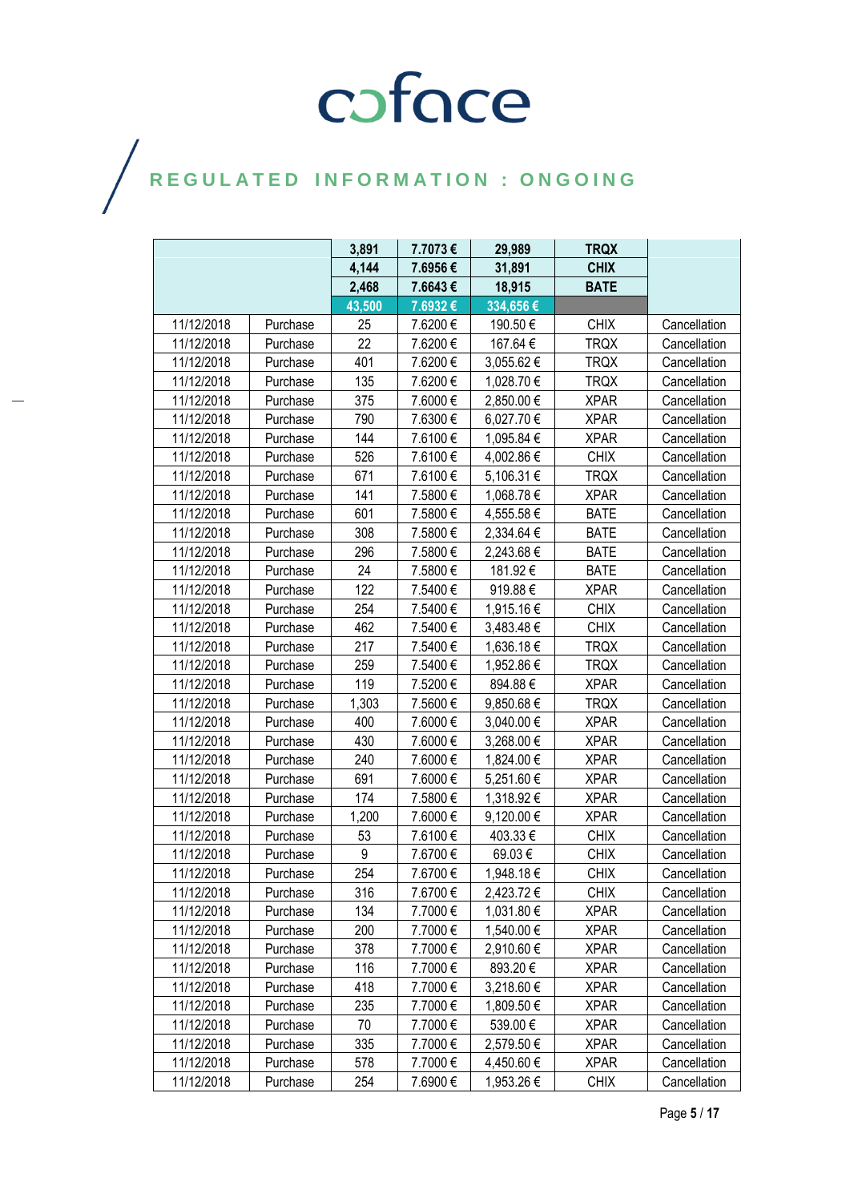# REGULATED INFORMATION : ONGOING

| | | | | | | |
|---|---|---|---|---|---|---|
| | | 3,891 | 7.7073 € | 29,989 | TRQX | |
| | | 4,144 | 7.6956 € | 31,891 | CHIX | |
| | | 2,468 | 7.6643 € | 18,915 | BATE | |
| | | 43,500 | 7.6932 € | 334,656 € | | |
| 11/12/2018 | Purchase | 25 | 7.6200 € | 190.50 € | CHIX | Cancellation |
| 11/12/2018 | Purchase | 22 | 7.6200 € | 167.64 € | TRQX | Cancellation |
| 11/12/2018 | Purchase | 401 | 7.6200 € | 3,055.62 € | TRQX | Cancellation |
| 11/12/2018 | Purchase | 135 | 7.6200 € | 1,028.70 € | TRQX | Cancellation |
| 11/12/2018 | Purchase | 375 | 7.6000 € | 2,850.00 € | XPAR | Cancellation |
| 11/12/2018 | Purchase | 790 | 7.6300 € | 6,027.70 € | XPAR | Cancellation |
| 11/12/2018 | Purchase | 144 | 7.6100 € | 1,095.84 € | XPAR | Cancellation |
| 11/12/2018 | Purchase | 526 | 7.6100 € | 4,002.86 € | CHIX | Cancellation |
| 11/12/2018 | Purchase | 671 | 7.6100 € | 5,106.31 € | TRQX | Cancellation |
| 11/12/2018 | Purchase | 141 | 7.5800 € | 1,068.78 € | XPAR | Cancellation |
| 11/12/2018 | Purchase | 601 | 7.5800 € | 4,555.58 € | BATE | Cancellation |
| 11/12/2018 | Purchase | 308 | 7.5800 € | 2,334.64 € | BATE | Cancellation |
| 11/12/2018 | Purchase | 296 | 7.5800 € | 2,243.68 € | BATE | Cancellation |
| 11/12/2018 | Purchase | 24 | 7.5800 € | 181.92 € | BATE | Cancellation |
| 11/12/2018 | Purchase | 122 | 7.5400 € | 919.88 € | XPAR | Cancellation |
| 11/12/2018 | Purchase | 254 | 7.5400 € | 1,915.16 € | CHIX | Cancellation |
| 11/12/2018 | Purchase | 462 | 7.5400 € | 3,483.48 € | CHIX | Cancellation |
| 11/12/2018 | Purchase | 217 | 7.5400 € | 1,636.18 € | TRQX | Cancellation |
| 11/12/2018 | Purchase | 259 | 7.5400 € | 1,952.86 € | TRQX | Cancellation |
| 11/12/2018 | Purchase | 119 | 7.5200 € | 894.88 € | XPAR | Cancellation |
| 11/12/2018 | Purchase | 1,303 | 7.5600 € | 9,850.68 € | TRQX | Cancellation |
| 11/12/2018 | Purchase | 400 | 7.6000 € | 3,040.00 € | XPAR | Cancellation |
| 11/12/2018 | Purchase | 430 | 7.6000 € | 3,268.00 € | XPAR | Cancellation |
| 11/12/2018 | Purchase | 240 | 7.6000 € | 1,824.00 € | XPAR | Cancellation |
| 11/12/2018 | Purchase | 691 | 7.6000 € | 5,251.60 € | XPAR | Cancellation |
| 11/12/2018 | Purchase | 174 | 7.5800 € | 1,318.92 € | XPAR | Cancellation |
| 11/12/2018 | Purchase | 1,200 | 7.6000 € | 9,120.00 € | XPAR | Cancellation |
| 11/12/2018 | Purchase | 53 | 7.6100 € | 403.33 € | CHIX | Cancellation |
| 11/12/2018 | Purchase | 9 | 7.6700 € | 69.03 € | CHIX | Cancellation |
| 11/12/2018 | Purchase | 254 | 7.6700 € | 1,948.18 € | CHIX | Cancellation |
| 11/12/2018 | Purchase | 316 | 7.6700 € | 2,423.72 € | CHIX | Cancellation |
| 11/12/2018 | Purchase | 134 | 7.7000 € | 1,031.80 € | XPAR | Cancellation |
| 11/12/2018 | Purchase | 200 | 7.7000 € | 1,540.00 € | XPAR | Cancellation |
| 11/12/2018 | Purchase | 378 | 7.7000 € | 2,910.60 € | XPAR | Cancellation |
| 11/12/2018 | Purchase | 116 | 7.7000 € | 893.20 € | XPAR | Cancellation |
| 11/12/2018 | Purchase | 418 | 7.7000 € | 3,218.60 € | XPAR | Cancellation |
| 11/12/2018 | Purchase | 235 | 7.7000 € | 1,809.50 € | XPAR | Cancellation |
| 11/12/2018 | Purchase | 70 | 7.7000 € | 539.00 € | XPAR | Cancellation |
| 11/12/2018 | Purchase | 335 | 7.7000 € | 2,579.50 € | XPAR | Cancellation |
| 11/12/2018 | Purchase | 578 | 7.7000 € | 4,450.60 € | XPAR | Cancellation |
| 11/12/2018 | Purchase | 254 | 7.6900 € | 1,953.26 € | CHIX | Cancellation |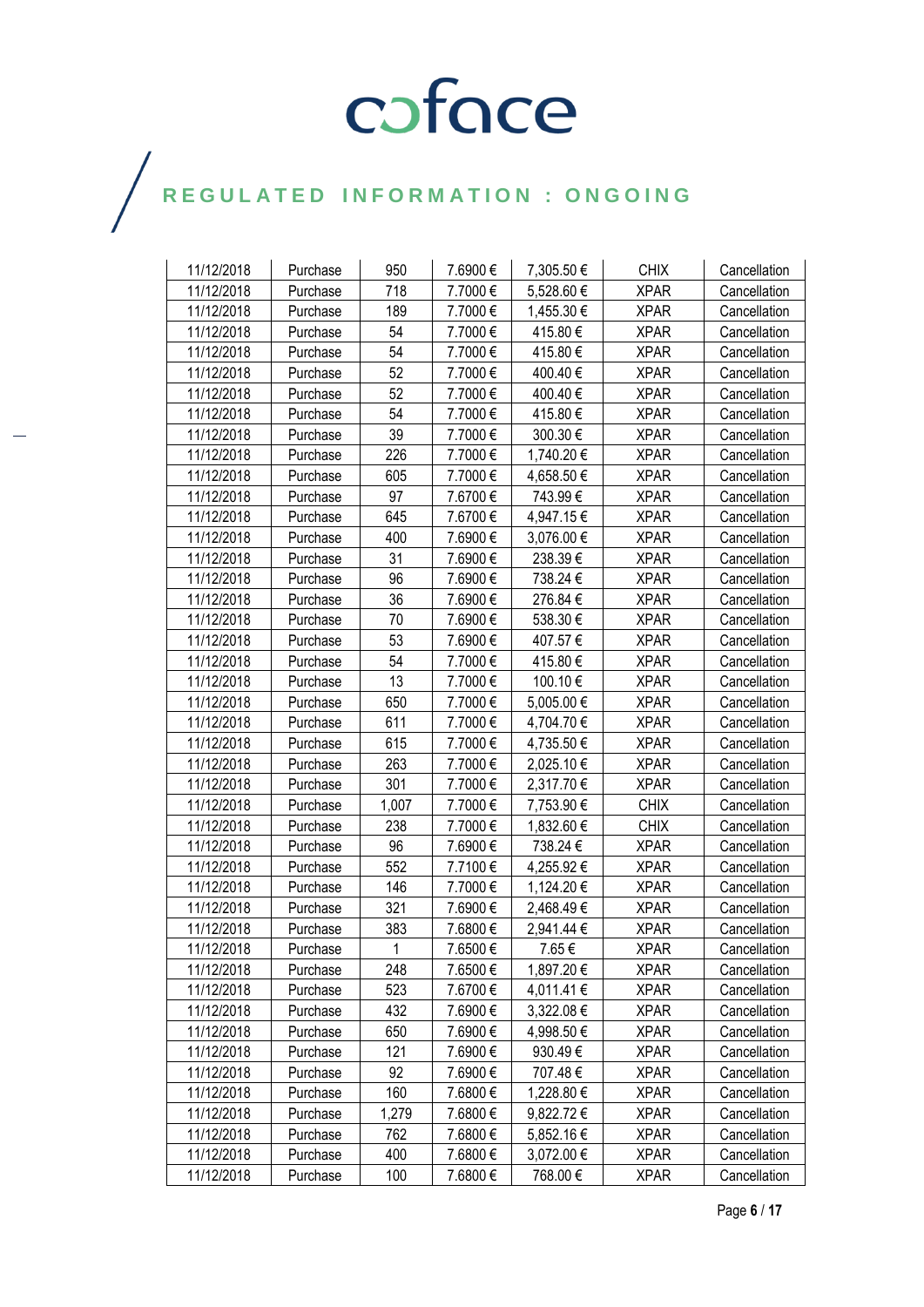| | | | | | | |
|---|---|---|---|---|---|---|
| 11/12/2018 | Purchase | 950 | 7.6900 € | 7,305.50 € | CHIX | Cancellation |
| 11/12/2018 | Purchase | 718 | 7.7000 € | 5,528.60 € | XPAR | Cancellation |
| 11/12/2018 | Purchase | 189 | 7.7000 € | 1,455.30 € | XPAR | Cancellation |
| 11/12/2018 | Purchase | 54 | 7.7000 € | 415.80 € | XPAR | Cancellation |
| 11/12/2018 | Purchase | 54 | 7.7000 € | 415.80 € | XPAR | Cancellation |
| 11/12/2018 | Purchase | 52 | 7.7000 € | 400.40 € | XPAR | Cancellation |
| 11/12/2018 | Purchase | 52 | 7.7000 € | 400.40 € | XPAR | Cancellation |
| 11/12/2018 | Purchase | 54 | 7.7000 € | 415.80 € | XPAR | Cancellation |
| 11/12/2018 | Purchase | 39 | 7.7000 € | 300.30 € | XPAR | Cancellation |
| 11/12/2018 | Purchase | 226 | 7.7000 € | 1,740.20 € | XPAR | Cancellation |
| 11/12/2018 | Purchase | 605 | 7.7000 € | 4,658.50 € | XPAR | Cancellation |
| 11/12/2018 | Purchase | 97 | 7.6700 € | 743.99 € | XPAR | Cancellation |
| 11/12/2018 | Purchase | 645 | 7.6700 € | 4,947.15 € | XPAR | Cancellation |
| 11/12/2018 | Purchase | 400 | 7.6900 € | 3,076.00 € | XPAR | Cancellation |
| 11/12/2018 | Purchase | 31 | 7.6900 € | 238.39 € | XPAR | Cancellation |
| 11/12/2018 | Purchase | 96 | 7.6900 € | 738.24 € | XPAR | Cancellation |
| 11/12/2018 | Purchase | 36 | 7.6900 € | 276.84 € | XPAR | Cancellation |
| 11/12/2018 | Purchase | 70 | 7.6900 € | 538.30 € | XPAR | Cancellation |
| 11/12/2018 | Purchase | 53 | 7.6900 € | 407.57 € | XPAR | Cancellation |
| 11/12/2018 | Purchase | 54 | 7.7000 € | 415.80 € | XPAR | Cancellation |
| 11/12/2018 | Purchase | 13 | 7.7000 € | 100.10 € | XPAR | Cancellation |
| 11/12/2018 | Purchase | 650 | 7.7000 € | 5,005.00 € | XPAR | Cancellation |
| 11/12/2018 | Purchase | 611 | 7.7000 € | 4,704.70 € | XPAR | Cancellation |
| 11/12/2018 | Purchase | 615 | 7.7000 € | 4,735.50 € | XPAR | Cancellation |
| 11/12/2018 | Purchase | 263 | 7.7000 € | 2,025.10 € | XPAR | Cancellation |
| 11/12/2018 | Purchase | 301 | 7.7000 € | 2,317.70 € | XPAR | Cancellation |
| 11/12/2018 | Purchase | 1,007 | 7.7000 € | 7,753.90 € | CHIX | Cancellation |
| 11/12/2018 | Purchase | 238 | 7.7000 € | 1,832.60 € | CHIX | Cancellation |
| 11/12/2018 | Purchase | 96 | 7.6900 € | 738.24 € | XPAR | Cancellation |
| 11/12/2018 | Purchase | 552 | 7.7100 € | 4,255.92 € | XPAR | Cancellation |
| 11/12/2018 | Purchase | 146 | 7.7000 € | 1,124.20 € | XPAR | Cancellation |
| 11/12/2018 | Purchase | 321 | 7.6900 € | 2,468.49 € | XPAR | Cancellation |
| 11/12/2018 | Purchase | 383 | 7.6800 € | 2,941.44 € | XPAR | Cancellation |
| 11/12/2018 | Purchase | 1 | 7.6500 € | 7.65 € | XPAR | Cancellation |
| 11/12/2018 | Purchase | 248 | 7.6500 € | 1,897.20 € | XPAR | Cancellation |
| 11/12/2018 | Purchase | 523 | 7.6700 € | 4,011.41 € | XPAR | Cancellation |
| 11/12/2018 | Purchase | 432 | 7.6900 € | 3,322.08 € | XPAR | Cancellation |
| 11/12/2018 | Purchase | 650 | 7.6900 € | 4,998.50 € | XPAR | Cancellation |
| 11/12/2018 | Purchase | 121 | 7.6900 € | 930.49 € | XPAR | Cancellation |
| 11/12/2018 | Purchase | 92 | 7.6900 € | 707.48 € | XPAR | Cancellation |
| 11/12/2018 | Purchase | 160 | 7.6800 € | 1,228.80 € | XPAR | Cancellation |
| 11/12/2018 | Purchase | 1,279 | 7.6800 € | 9,822.72 € | XPAR | Cancellation |
| 11/12/2018 | Purchase | 762 | 7.6800 € | 5,852.16 € | XPAR | Cancellation |
| 11/12/2018 | Purchase | 400 | 7.6800 € | 3,072.00 € | XPAR | Cancellation |
| 11/12/2018 | Purchase | 100 | 7.6800 € | 768.00 € | XPAR | Cancellation |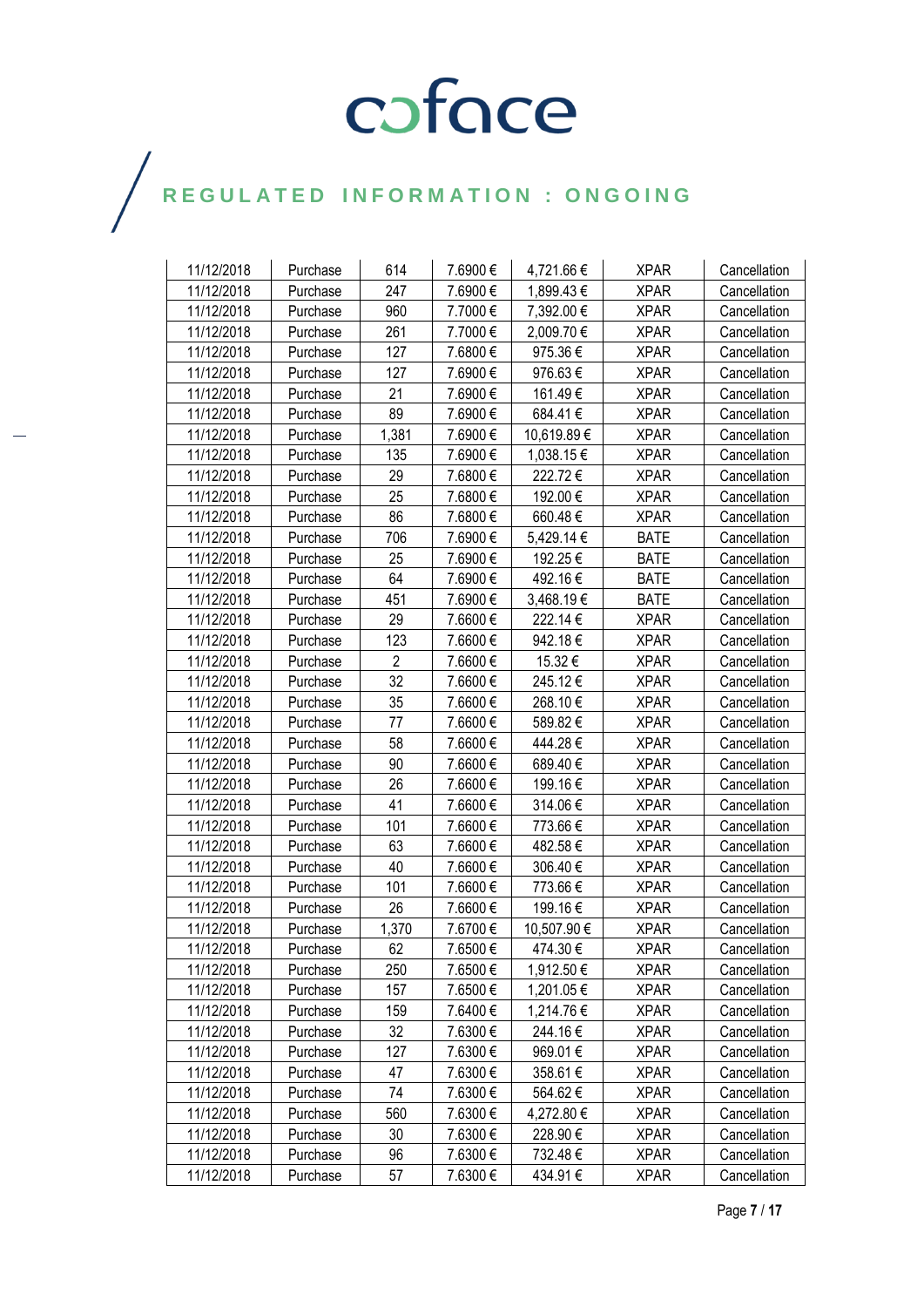| 11/12/2018 | Purchase | 614 | 7.6900 € | 4,721.66 € | XPAR | Cancellation |
|---|---|---|---|---|---|---|
| 11/12/2018 | Purchase | 247 | 7.6900 € | 1,899.43 € | XPAR | Cancellation |
| 11/12/2018 | Purchase | 960 | 7.7000 € | 7,392.00 € | XPAR | Cancellation |
| 11/12/2018 | Purchase | 261 | 7.7000 € | 2,009.70 € | XPAR | Cancellation |
| 11/12/2018 | Purchase | 127 | 7.6800 € | 975.36 € | XPAR | Cancellation |
| 11/12/2018 | Purchase | 127 | 7.6900 € | 976.63 € | XPAR | Cancellation |
| 11/12/2018 | Purchase | 21 | 7.6900 € | 161.49 € | XPAR | Cancellation |
| 11/12/2018 | Purchase | 89 | 7.6900 € | 684.41 € | XPAR | Cancellation |
| 11/12/2018 | Purchase | 1,381 | 7.6900 € | 10,619.89 € | XPAR | Cancellation |
| 11/12/2018 | Purchase | 135 | 7.6900 € | 1,038.15 € | XPAR | Cancellation |
| 11/12/2018 | Purchase | 29 | 7.6800 € | 222.72 € | XPAR | Cancellation |
| 11/12/2018 | Purchase | 25 | 7.6800 € | 192.00 € | XPAR | Cancellation |
| 11/12/2018 | Purchase | 86 | 7.6800 € | 660.48 € | XPAR | Cancellation |
| 11/12/2018 | Purchase | 706 | 7.6900 € | 5,429.14 € | BATE | Cancellation |
| 11/12/2018 | Purchase | 25 | 7.6900 € | 192.25 € | BATE | Cancellation |
| 11/12/2018 | Purchase | 64 | 7.6900 € | 492.16 € | BATE | Cancellation |
| 11/12/2018 | Purchase | 451 | 7.6900 € | 3,468.19 € | BATE | Cancellation |
| 11/12/2018 | Purchase | 29 | 7.6600 € | 222.14 € | XPAR | Cancellation |
| 11/12/2018 | Purchase | 123 | 7.6600 € | 942.18 € | XPAR | Cancellation |
| 11/12/2018 | Purchase | 2 | 7.6600 € | 15.32 € | XPAR | Cancellation |
| 11/12/2018 | Purchase | 32 | 7.6600 € | 245.12 € | XPAR | Cancellation |
| 11/12/2018 | Purchase | 35 | 7.6600 € | 268.10 € | XPAR | Cancellation |
| 11/12/2018 | Purchase | 77 | 7.6600 € | 589.82 € | XPAR | Cancellation |
| 11/12/2018 | Purchase | 58 | 7.6600 € | 444.28 € | XPAR | Cancellation |
| 11/12/2018 | Purchase | 90 | 7.6600 € | 689.40 € | XPAR | Cancellation |
| 11/12/2018 | Purchase | 26 | 7.6600 € | 199.16 € | XPAR | Cancellation |
| 11/12/2018 | Purchase | 41 | 7.6600 € | 314.06 € | XPAR | Cancellation |
| 11/12/2018 | Purchase | 101 | 7.6600 € | 773.66 € | XPAR | Cancellation |
| 11/12/2018 | Purchase | 63 | 7.6600 € | 482.58 € | XPAR | Cancellation |
| 11/12/2018 | Purchase | 40 | 7.6600 € | 306.40 € | XPAR | Cancellation |
| 11/12/2018 | Purchase | 101 | 7.6600 € | 773.66 € | XPAR | Cancellation |
| 11/12/2018 | Purchase | 26 | 7.6600 € | 199.16 € | XPAR | Cancellation |
| 11/12/2018 | Purchase | 1,370 | 7.6700 € | 10,507.90 € | XPAR | Cancellation |
| 11/12/2018 | Purchase | 62 | 7.6500 € | 474.30 € | XPAR | Cancellation |
| 11/12/2018 | Purchase | 250 | 7.6500 € | 1,912.50 € | XPAR | Cancellation |
| 11/12/2018 | Purchase | 157 | 7.6500 € | 1,201.05 € | XPAR | Cancellation |
| 11/12/2018 | Purchase | 159 | 7.6400 € | 1,214.76 € | XPAR | Cancellation |
| 11/12/2018 | Purchase | 32 | 7.6300 € | 244.16 € | XPAR | Cancellation |
| 11/12/2018 | Purchase | 127 | 7.6300 € | 969.01 € | XPAR | Cancellation |
| 11/12/2018 | Purchase | 47 | 7.6300 € | 358.61 € | XPAR | Cancellation |
| 11/12/2018 | Purchase | 74 | 7.6300 € | 564.62 € | XPAR | Cancellation |
| 11/12/2018 | Purchase | 560 | 7.6300 € | 4,272.80 € | XPAR | Cancellation |
| 11/12/2018 | Purchase | 30 | 7.6300 € | 228.90 € | XPAR | Cancellation |
| 11/12/2018 | Purchase | 96 | 7.6300 € | 732.48 € | XPAR | Cancellation |
| 11/12/2018 | Purchase | 57 | 7.6300 € | 434.91 € | XPAR | Cancellation |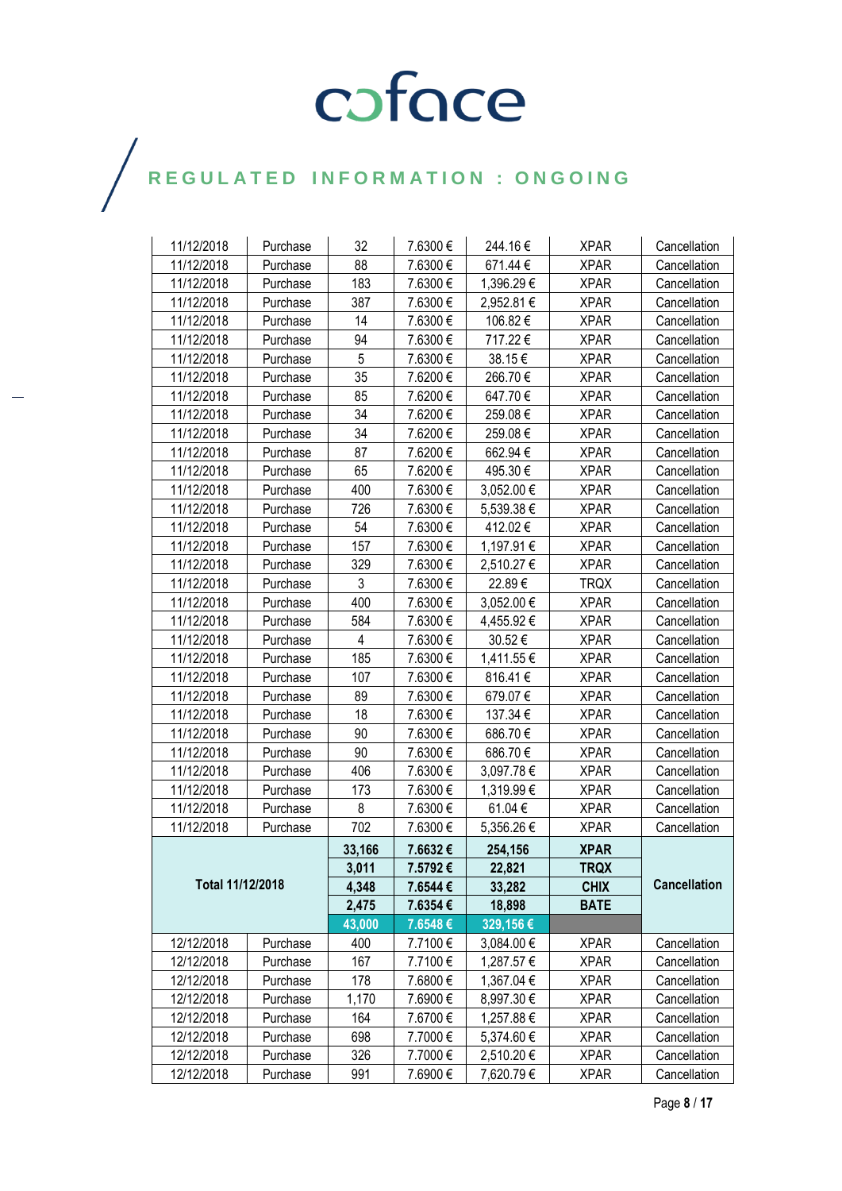# coface

## REGULATED INFORMATION : ONGOING

| | | | | | | |
|---|---|---|---|---|---|---|
| 11/12/2018 | Purchase | 32 | 7.6300 € | 244.16 € | XPAR | Cancellation |
| 11/12/2018 | Purchase | 88 | 7.6300 € | 671.44 € | XPAR | Cancellation |
| 11/12/2018 | Purchase | 183 | 7.6300 € | 1,396.29 € | XPAR | Cancellation |
| 11/12/2018 | Purchase | 387 | 7.6300 € | 2,952.81 € | XPAR | Cancellation |
| 11/12/2018 | Purchase | 14 | 7.6300 € | 106.82 € | XPAR | Cancellation |
| 11/12/2018 | Purchase | 94 | 7.6300 € | 717.22 € | XPAR | Cancellation |
| 11/12/2018 | Purchase | 5 | 7.6300 € | 38.15 € | XPAR | Cancellation |
| 11/12/2018 | Purchase | 35 | 7.6200 € | 266.70 € | XPAR | Cancellation |
| 11/12/2018 | Purchase | 85 | 7.6200 € | 647.70 € | XPAR | Cancellation |
| 11/12/2018 | Purchase | 34 | 7.6200 € | 259.08 € | XPAR | Cancellation |
| 11/12/2018 | Purchase | 34 | 7.6200 € | 259.08 € | XPAR | Cancellation |
| 11/12/2018 | Purchase | 87 | 7.6200 € | 662.94 € | XPAR | Cancellation |
| 11/12/2018 | Purchase | 65 | 7.6200 € | 495.30 € | XPAR | Cancellation |
| 11/12/2018 | Purchase | 400 | 7.6300 € | 3,052.00 € | XPAR | Cancellation |
| 11/12/2018 | Purchase | 726 | 7.6300 € | 5,539.38 € | XPAR | Cancellation |
| 11/12/2018 | Purchase | 54 | 7.6300 € | 412.02 € | XPAR | Cancellation |
| 11/12/2018 | Purchase | 157 | 7.6300 € | 1,197.91 € | XPAR | Cancellation |
| 11/12/2018 | Purchase | 329 | 7.6300 € | 2,510.27 € | XPAR | Cancellation |
| 11/12/2018 | Purchase | 3 | 7.6300 € | 22.89 € | TRQX | Cancellation |
| 11/12/2018 | Purchase | 400 | 7.6300 € | 3,052.00 € | XPAR | Cancellation |
| 11/12/2018 | Purchase | 584 | 7.6300 € | 4,455.92 € | XPAR | Cancellation |
| 11/12/2018 | Purchase | 4 | 7.6300 € | 30.52 € | XPAR | Cancellation |
| 11/12/2018 | Purchase | 185 | 7.6300 € | 1,411.55 € | XPAR | Cancellation |
| 11/12/2018 | Purchase | 107 | 7.6300 € | 816.41 € | XPAR | Cancellation |
| 11/12/2018 | Purchase | 89 | 7.6300 € | 679.07 € | XPAR | Cancellation |
| 11/12/2018 | Purchase | 18 | 7.6300 € | 137.34 € | XPAR | Cancellation |
| 11/12/2018 | Purchase | 90 | 7.6300 € | 686.70 € | XPAR | Cancellation |
| 11/12/2018 | Purchase | 90 | 7.6300 € | 686.70 € | XPAR | Cancellation |
| 11/12/2018 | Purchase | 406 | 7.6300 € | 3,097.78 € | XPAR | Cancellation |
| 11/12/2018 | Purchase | 173 | 7.6300 € | 1,319.99 € | XPAR | Cancellation |
| 11/12/2018 | Purchase | 8 | 7.6300 € | 61.04 € | XPAR | Cancellation |
| 11/12/2018 | Purchase | 702 | 7.6300 € | 5,356.26 € | XPAR | Cancellation |
| **Total 11/12/2018** | | **33,166** | **7.6632 €** | **254,156** | **XPAR** | **Cancellation** |
| | | **3,011** | **7.5792 €** | **22,821** | **TRQX** | |
| | | **4,348** | **7.6544 €** | **33,282** | **CHIX** | |
| | | **2,475** | **7.6354 €** | **18,898** | **BATE** | |
| | | **43,000** | **7.6548 €** | **329,156 €** | | |
| 12/12/2018 | Purchase | 400 | 7.7100 € | 3,084.00 € | XPAR | Cancellation |
| 12/12/2018 | Purchase | 167 | 7.7100 € | 1,287.57 € | XPAR | Cancellation |
| 12/12/2018 | Purchase | 178 | 7.6800 € | 1,367.04 € | XPAR | Cancellation |
| 12/12/2018 | Purchase | 1,170 | 7.6900 € | 8,997.30 € | XPAR | Cancellation |
| 12/12/2018 | Purchase | 164 | 7.6700 € | 1,257.88 € | XPAR | Cancellation |
| 12/12/2018 | Purchase | 698 | 7.7000 € | 5,374.60 € | XPAR | Cancellation |
| 12/12/2018 | Purchase | 326 | 7.7000 € | 2,510.20 € | XPAR | Cancellation |
| 12/12/2018 | Purchase | 991 | 7.6900 € | 7,620.79 € | XPAR | Cancellation |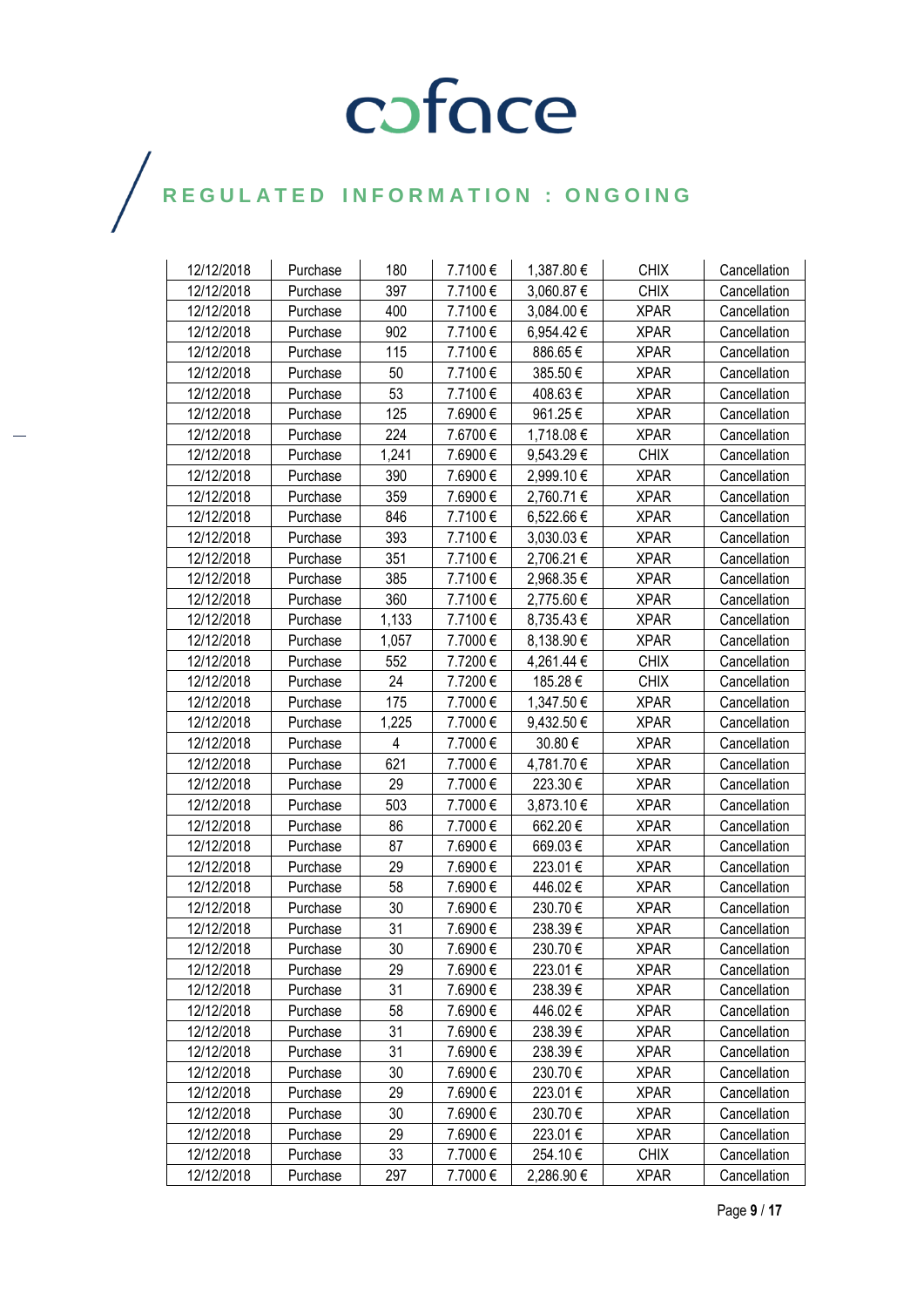# coface

## REGULATED INFORMATION : ONGOING

| | | | | | | |
|---|---|---|---|---|---|---|
| 12/12/2018 | Purchase | 180 | 7.7100 € | 1,387.80 € | CHIX | Cancellation |
| 12/12/2018 | Purchase | 397 | 7.7100 € | 3,060.87 € | CHIX | Cancellation |
| 12/12/2018 | Purchase | 400 | 7.7100 € | 3,084.00 € | XPAR | Cancellation |
| 12/12/2018 | Purchase | 902 | 7.7100 € | 6,954.42 € | XPAR | Cancellation |
| 12/12/2018 | Purchase | 115 | 7.7100 € | 886.65 € | XPAR | Cancellation |
| 12/12/2018 | Purchase | 50 | 7.7100 € | 385.50 € | XPAR | Cancellation |
| 12/12/2018 | Purchase | 53 | 7.7100 € | 408.63 € | XPAR | Cancellation |
| 12/12/2018 | Purchase | 125 | 7.6900 € | 961.25 € | XPAR | Cancellation |
| 12/12/2018 | Purchase | 224 | 7.6700 € | 1,718.08 € | XPAR | Cancellation |
| 12/12/2018 | Purchase | 1,241 | 7.6900 € | 9,543.29 € | CHIX | Cancellation |
| 12/12/2018 | Purchase | 390 | 7.6900 € | 2,999.10 € | XPAR | Cancellation |
| 12/12/2018 | Purchase | 359 | 7.6900 € | 2,760.71 € | XPAR | Cancellation |
| 12/12/2018 | Purchase | 846 | 7.7100 € | 6,522.66 € | XPAR | Cancellation |
| 12/12/2018 | Purchase | 393 | 7.7100 € | 3,030.03 € | XPAR | Cancellation |
| 12/12/2018 | Purchase | 351 | 7.7100 € | 2,706.21 € | XPAR | Cancellation |
| 12/12/2018 | Purchase | 385 | 7.7100 € | 2,968.35 € | XPAR | Cancellation |
| 12/12/2018 | Purchase | 360 | 7.7100 € | 2,775.60 € | XPAR | Cancellation |
| 12/12/2018 | Purchase | 1,133 | 7.7100 € | 8,735.43 € | XPAR | Cancellation |
| 12/12/2018 | Purchase | 1,057 | 7.7000 € | 8,138.90 € | XPAR | Cancellation |
| 12/12/2018 | Purchase | 552 | 7.7200 € | 4,261.44 € | CHIX | Cancellation |
| 12/12/2018 | Purchase | 24 | 7.7200 € | 185.28 € | CHIX | Cancellation |
| 12/12/2018 | Purchase | 175 | 7.7000 € | 1,347.50 € | XPAR | Cancellation |
| 12/12/2018 | Purchase | 1,225 | 7.7000 € | 9,432.50 € | XPAR | Cancellation |
| 12/12/2018 | Purchase | 4 | 7.7000 € | 30.80 € | XPAR | Cancellation |
| 12/12/2018 | Purchase | 621 | 7.7000 € | 4,781.70 € | XPAR | Cancellation |
| 12/12/2018 | Purchase | 29 | 7.7000 € | 223.30 € | XPAR | Cancellation |
| 12/12/2018 | Purchase | 503 | 7.7000 € | 3,873.10 € | XPAR | Cancellation |
| 12/12/2018 | Purchase | 86 | 7.7000 € | 662.20 € | XPAR | Cancellation |
| 12/12/2018 | Purchase | 87 | 7.6900 € | 669.03 € | XPAR | Cancellation |
| 12/12/2018 | Purchase | 29 | 7.6900 € | 223.01 € | XPAR | Cancellation |
| 12/12/2018 | Purchase | 58 | 7.6900 € | 446.02 € | XPAR | Cancellation |
| 12/12/2018 | Purchase | 30 | 7.6900 € | 230.70 € | XPAR | Cancellation |
| 12/12/2018 | Purchase | 31 | 7.6900 € | 238.39 € | XPAR | Cancellation |
| 12/12/2018 | Purchase | 30 | 7.6900 € | 230.70 € | XPAR | Cancellation |
| 12/12/2018 | Purchase | 29 | 7.6900 € | 223.01 € | XPAR | Cancellation |
| 12/12/2018 | Purchase | 31 | 7.6900 € | 238.39 € | XPAR | Cancellation |
| 12/12/2018 | Purchase | 58 | 7.6900 € | 446.02 € | XPAR | Cancellation |
| 12/12/2018 | Purchase | 31 | 7.6900 € | 238.39 € | XPAR | Cancellation |
| 12/12/2018 | Purchase | 31 | 7.6900 € | 238.39 € | XPAR | Cancellation |
| 12/12/2018 | Purchase | 30 | 7.6900 € | 230.70 € | XPAR | Cancellation |
| 12/12/2018 | Purchase | 29 | 7.6900 € | 223.01 € | XPAR | Cancellation |
| 12/12/2018 | Purchase | 30 | 7.6900 € | 230.70 € | XPAR | Cancellation |
| 12/12/2018 | Purchase | 29 | 7.6900 € | 223.01 € | XPAR | Cancellation |
| 12/12/2018 | Purchase | 33 | 7.7000 € | 254.10 € | CHIX | Cancellation |
| 12/12/2018 | Purchase | 297 | 7.7000 € | 2,286.90 € | XPAR | Cancellation |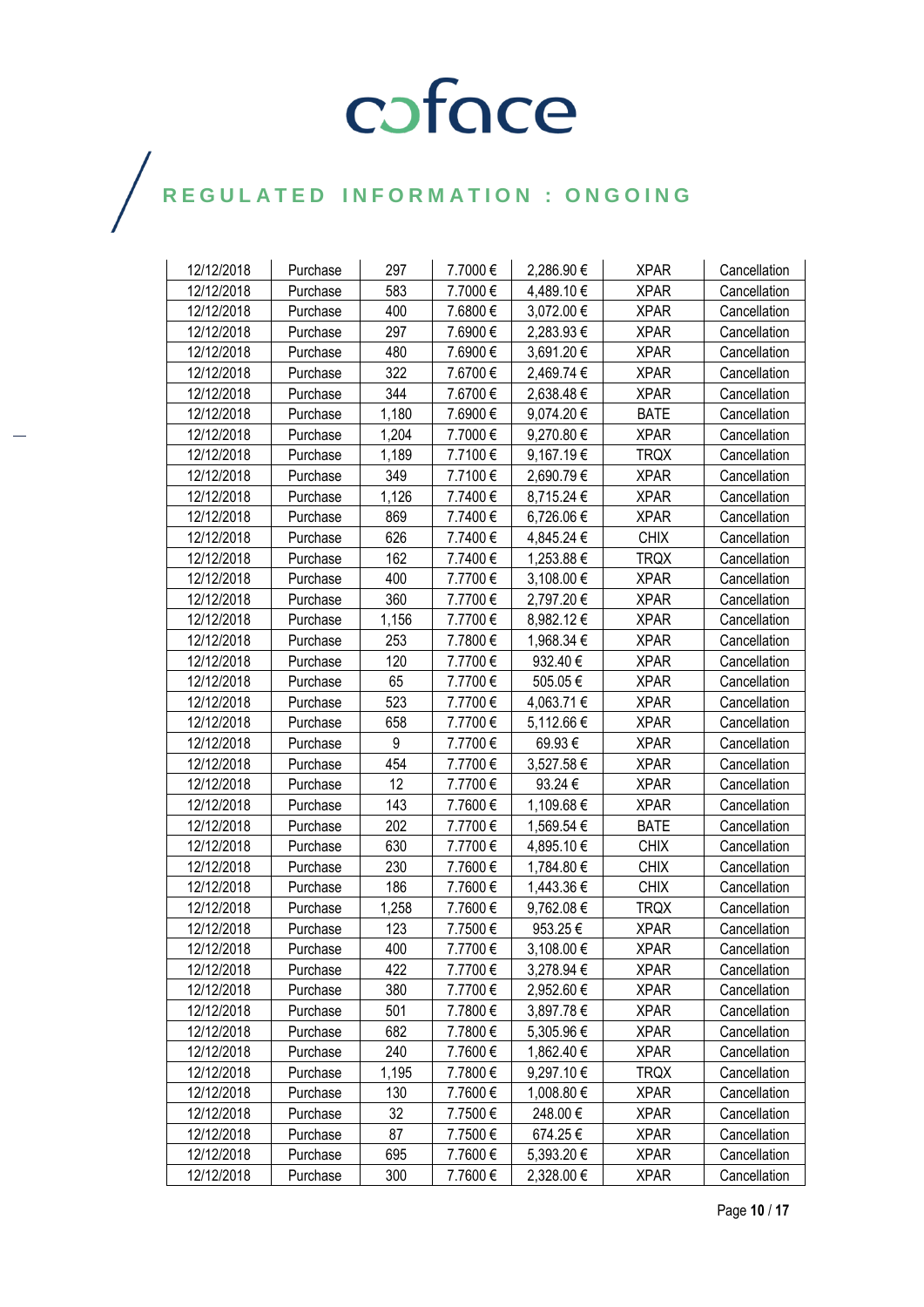| 12/12/2018 | Purchase | 297 | 7.7000 € | 2,286.90 € | XPAR | Cancellation |
|---|---|---|---|---|---|---|
| 12/12/2018 | Purchase | 583 | 7.7000 € | 4,489.10 € | XPAR | Cancellation |
| 12/12/2018 | Purchase | 400 | 7.6800 € | 3,072.00 € | XPAR | Cancellation |
| 12/12/2018 | Purchase | 297 | 7.6900 € | 2,283.93 € | XPAR | Cancellation |
| 12/12/2018 | Purchase | 480 | 7.6900 € | 3,691.20 € | XPAR | Cancellation |
| 12/12/2018 | Purchase | 322 | 7.6700 € | 2,469.74 € | XPAR | Cancellation |
| 12/12/2018 | Purchase | 344 | 7.6700 € | 2,638.48 € | XPAR | Cancellation |
| 12/12/2018 | Purchase | 1,180 | 7.6900 € | 9,074.20 € | BATE | Cancellation |
| 12/12/2018 | Purchase | 1,204 | 7.7000 € | 9,270.80 € | XPAR | Cancellation |
| 12/12/2018 | Purchase | 1,189 | 7.7100 € | 9,167.19 € | TRQX | Cancellation |
| 12/12/2018 | Purchase | 349 | 7.7100 € | 2,690.79 € | XPAR | Cancellation |
| 12/12/2018 | Purchase | 1,126 | 7.7400 € | 8,715.24 € | XPAR | Cancellation |
| 12/12/2018 | Purchase | 869 | 7.7400 € | 6,726.06 € | XPAR | Cancellation |
| 12/12/2018 | Purchase | 626 | 7.7400 € | 4,845.24 € | CHIX | Cancellation |
| 12/12/2018 | Purchase | 162 | 7.7400 € | 1,253.88 € | TRQX | Cancellation |
| 12/12/2018 | Purchase | 400 | 7.7700 € | 3,108.00 € | XPAR | Cancellation |
| 12/12/2018 | Purchase | 360 | 7.7700 € | 2,797.20 € | XPAR | Cancellation |
| 12/12/2018 | Purchase | 1,156 | 7.7700 € | 8,982.12 € | XPAR | Cancellation |
| 12/12/2018 | Purchase | 253 | 7.7800 € | 1,968.34 € | XPAR | Cancellation |
| 12/12/2018 | Purchase | 120 | 7.7700 € | 932.40 € | XPAR | Cancellation |
| 12/12/2018 | Purchase | 65 | 7.7700 € | 505.05 € | XPAR | Cancellation |
| 12/12/2018 | Purchase | 523 | 7.7700 € | 4,063.71 € | XPAR | Cancellation |
| 12/12/2018 | Purchase | 658 | 7.7700 € | 5,112.66 € | XPAR | Cancellation |
| 12/12/2018 | Purchase | 9 | 7.7700 € | 69.93 € | XPAR | Cancellation |
| 12/12/2018 | Purchase | 454 | 7.7700 € | 3,527.58 € | XPAR | Cancellation |
| 12/12/2018 | Purchase | 12 | 7.7700 € | 93.24 € | XPAR | Cancellation |
| 12/12/2018 | Purchase | 143 | 7.7600 € | 1,109.68 € | XPAR | Cancellation |
| 12/12/2018 | Purchase | 202 | 7.7700 € | 1,569.54 € | BATE | Cancellation |
| 12/12/2018 | Purchase | 630 | 7.7700 € | 4,895.10 € | CHIX | Cancellation |
| 12/12/2018 | Purchase | 230 | 7.7600 € | 1,784.80 € | CHIX | Cancellation |
| 12/12/2018 | Purchase | 186 | 7.7600 € | 1,443.36 € | CHIX | Cancellation |
| 12/12/2018 | Purchase | 1,258 | 7.7600 € | 9,762.08 € | TRQX | Cancellation |
| 12/12/2018 | Purchase | 123 | 7.7500 € | 953.25 € | XPAR | Cancellation |
| 12/12/2018 | Purchase | 400 | 7.7700 € | 3,108.00 € | XPAR | Cancellation |
| 12/12/2018 | Purchase | 422 | 7.7700 € | 3,278.94 € | XPAR | Cancellation |
| 12/12/2018 | Purchase | 380 | 7.7700 € | 2,952.60 € | XPAR | Cancellation |
| 12/12/2018 | Purchase | 501 | 7.7800 € | 3,897.78 € | XPAR | Cancellation |
| 12/12/2018 | Purchase | 682 | 7.7800 € | 5,305.96 € | XPAR | Cancellation |
| 12/12/2018 | Purchase | 240 | 7.7600 € | 1,862.40 € | XPAR | Cancellation |
| 12/12/2018 | Purchase | 1,195 | 7.7800 € | 9,297.10 € | TRQX | Cancellation |
| 12/12/2018 | Purchase | 130 | 7.7600 € | 1,008.80 € | XPAR | Cancellation |
| 12/12/2018 | Purchase | 32 | 7.7500 € | 248.00 € | XPAR | Cancellation |
| 12/12/2018 | Purchase | 87 | 7.7500 € | 674.25 € | XPAR | Cancellation |
| 12/12/2018 | Purchase | 695 | 7.7600 € | 5,393.20 € | XPAR | Cancellation |
| 12/12/2018 | Purchase | 300 | 7.7600 € | 2,328.00 € | XPAR | Cancellation |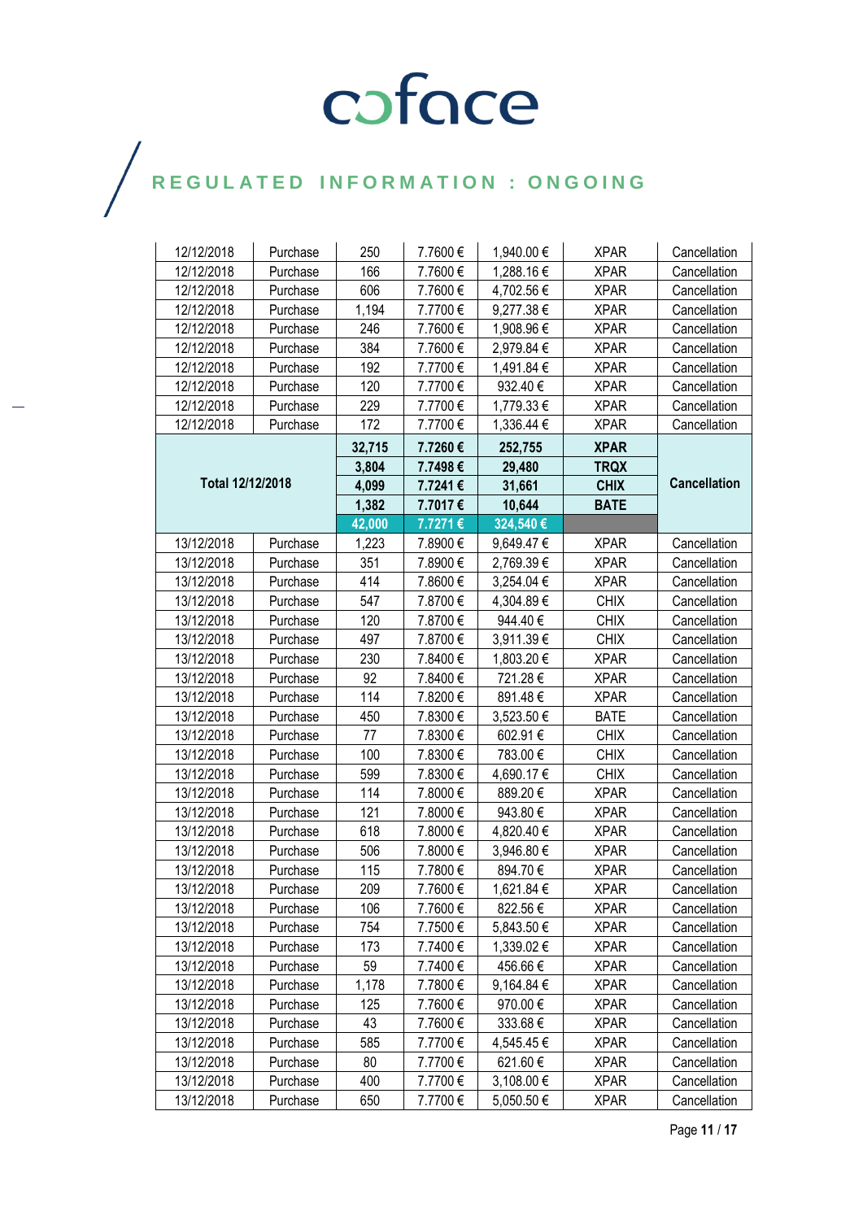REGULATED INFORMATION : ONGOING

| | | | | | | |
|---|---|---|---|---|---|---|
| 12/12/2018 | Purchase | 250 | 7.7600 € | 1,940.00 € | XPAR | Cancellation |
| 12/12/2018 | Purchase | 166 | 7.7600 € | 1,288.16 € | XPAR | Cancellation |
| 12/12/2018 | Purchase | 606 | 7.7600 € | 4,702.56 € | XPAR | Cancellation |
| 12/12/2018 | Purchase | 1,194 | 7.7700 € | 9,277.38 € | XPAR | Cancellation |
| 12/12/2018 | Purchase | 246 | 7.7600 € | 1,908.96 € | XPAR | Cancellation |
| 12/12/2018 | Purchase | 384 | 7.7600 € | 2,979.84 € | XPAR | Cancellation |
| 12/12/2018 | Purchase | 192 | 7.7700 € | 1,491.84 € | XPAR | Cancellation |
| 12/12/2018 | Purchase | 120 | 7.7700 € | 932.40 € | XPAR | Cancellation |
| 12/12/2018 | Purchase | 229 | 7.7700 € | 1,779.33 € | XPAR | Cancellation |
| 12/12/2018 | Purchase | 172 | 7.7700 € | 1,336.44 € | XPAR | Cancellation |
| **Total 12/12/2018** | | **32,715** | **7.7260 €** | **252,755** | **XPAR** | **Cancellation** |
| | | **3,804** | **7.7498 €** | **29,480** | **TRQX** | |
| | | **4,099** | **7.7241 €** | **31,661** | **CHIX** | |
| | | **1,382** | **7.7017 €** | **10,644** | **BATE** | |
| | | **42,000** | **7.7271 €** | **324,540 €** | | |
| 13/12/2018 | Purchase | 1,223 | 7.8900 € | 9,649.47 € | XPAR | Cancellation |
| 13/12/2018 | Purchase | 351 | 7.8900 € | 2,769.39 € | XPAR | Cancellation |
| 13/12/2018 | Purchase | 414 | 7.8600 € | 3,254.04 € | XPAR | Cancellation |
| 13/12/2018 | Purchase | 547 | 7.8700 € | 4,304.89 € | CHIX | Cancellation |
| 13/12/2018 | Purchase | 120 | 7.8700 € | 944.40 € | CHIX | Cancellation |
| 13/12/2018 | Purchase | 497 | 7.8700 € | 3,911.39 € | CHIX | Cancellation |
| 13/12/2018 | Purchase | 230 | 7.8400 € | 1,803.20 € | XPAR | Cancellation |
| 13/12/2018 | Purchase | 92 | 7.8400 € | 721.28 € | XPAR | Cancellation |
| 13/12/2018 | Purchase | 114 | 7.8200 € | 891.48 € | XPAR | Cancellation |
| 13/12/2018 | Purchase | 450 | 7.8300 € | 3,523.50 € | BATE | Cancellation |
| 13/12/2018 | Purchase | 77 | 7.8300 € | 602.91 € | CHIX | Cancellation |
| 13/12/2018 | Purchase | 100 | 7.8300 € | 783.00 € | CHIX | Cancellation |
| 13/12/2018 | Purchase | 599 | 7.8300 € | 4,690.17 € | CHIX | Cancellation |
| 13/12/2018 | Purchase | 114 | 7.8000 € | 889.20 € | XPAR | Cancellation |
| 13/12/2018 | Purchase | 121 | 7.8000 € | 943.80 € | XPAR | Cancellation |
| 13/12/2018 | Purchase | 618 | 7.8000 € | 4,820.40 € | XPAR | Cancellation |
| 13/12/2018 | Purchase | 506 | 7.8000 € | 3,946.80 € | XPAR | Cancellation |
| 13/12/2018 | Purchase | 115 | 7.7800 € | 894.70 € | XPAR | Cancellation |
| 13/12/2018 | Purchase | 209 | 7.7600 € | 1,621.84 € | XPAR | Cancellation |
| 13/12/2018 | Purchase | 106 | 7.7600 € | 822.56 € | XPAR | Cancellation |
| 13/12/2018 | Purchase | 754 | 7.7500 € | 5,843.50 € | XPAR | Cancellation |
| 13/12/2018 | Purchase | 173 | 7.7400 € | 1,339.02 € | XPAR | Cancellation |
| 13/12/2018 | Purchase | 59 | 7.7400 € | 456.66 € | XPAR | Cancellation |
| 13/12/2018 | Purchase | 1,178 | 7.7800 € | 9,164.84 € | XPAR | Cancellation |
| 13/12/2018 | Purchase | 125 | 7.7600 € | 970.00 € | XPAR | Cancellation |
| 13/12/2018 | Purchase | 43 | 7.7600 € | 333.68 € | XPAR | Cancellation |
| 13/12/2018 | Purchase | 585 | 7.7700 € | 4,545.45 € | XPAR | Cancellation |
| 13/12/2018 | Purchase | 80 | 7.7700 € | 621.60 € | XPAR | Cancellation |
| 13/12/2018 | Purchase | 400 | 7.7700 € | 3,108.00 € | XPAR | Cancellation |
| 13/12/2018 | Purchase | 650 | 7.7700 € | 5,050.50 € | XPAR | Cancellation |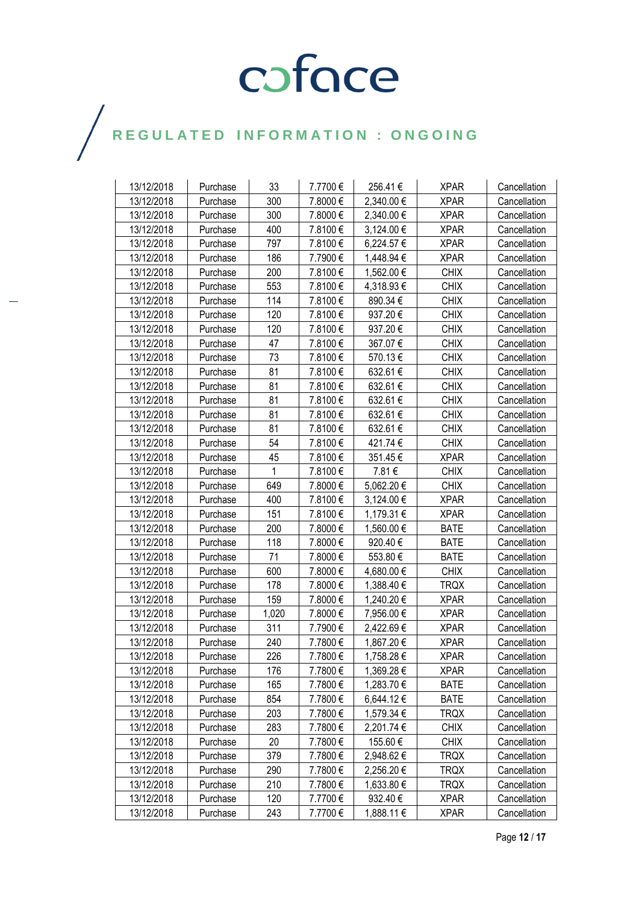| 13/12/2018 | Purchase | 33 | 7.7700 € | 256.41 € | XPAR | Cancellation |
|---|---|---|---|---|---|---|
| 13/12/2018 | Purchase | 300 | 7.8000 € | 2,340.00 € | XPAR | Cancellation |
| 13/12/2018 | Purchase | 300 | 7.8000 € | 2,340.00 € | XPAR | Cancellation |
| 13/12/2018 | Purchase | 400 | 7.8100 € | 3,124.00 € | XPAR | Cancellation |
| 13/12/2018 | Purchase | 797 | 7.8100 € | 6,224.57 € | XPAR | Cancellation |
| 13/12/2018 | Purchase | 186 | 7.7900 € | 1,448.94 € | XPAR | Cancellation |
| 13/12/2018 | Purchase | 200 | 7.8100 € | 1,562.00 € | CHIX | Cancellation |
| 13/12/2018 | Purchase | 553 | 7.8100 € | 4,318.93 € | CHIX | Cancellation |
| 13/12/2018 | Purchase | 114 | 7.8100 € | 890.34 € | CHIX | Cancellation |
| 13/12/2018 | Purchase | 120 | 7.8100 € | 937.20 € | CHIX | Cancellation |
| 13/12/2018 | Purchase | 120 | 7.8100 € | 937.20 € | CHIX | Cancellation |
| 13/12/2018 | Purchase | 47 | 7.8100 € | 367.07 € | CHIX | Cancellation |
| 13/12/2018 | Purchase | 73 | 7.8100 € | 570.13 € | CHIX | Cancellation |
| 13/12/2018 | Purchase | 81 | 7.8100 € | 632.61 € | CHIX | Cancellation |
| 13/12/2018 | Purchase | 81 | 7.8100 € | 632.61 € | CHIX | Cancellation |
| 13/12/2018 | Purchase | 81 | 7.8100 € | 632.61 € | CHIX | Cancellation |
| 13/12/2018 | Purchase | 81 | 7.8100 € | 632.61 € | CHIX | Cancellation |
| 13/12/2018 | Purchase | 81 | 7.8100 € | 632.61 € | CHIX | Cancellation |
| 13/12/2018 | Purchase | 54 | 7.8100 € | 421.74 € | CHIX | Cancellation |
| 13/12/2018 | Purchase | 45 | 7.8100 € | 351.45 € | XPAR | Cancellation |
| 13/12/2018 | Purchase | 1 | 7.8100 € | 7.81 € | CHIX | Cancellation |
| 13/12/2018 | Purchase | 649 | 7.8000 € | 5,062.20 € | CHIX | Cancellation |
| 13/12/2018 | Purchase | 400 | 7.8100 € | 3,124.00 € | XPAR | Cancellation |
| 13/12/2018 | Purchase | 151 | 7.8100 € | 1,179.31 € | XPAR | Cancellation |
| 13/12/2018 | Purchase | 200 | 7.8000 € | 1,560.00 € | BATE | Cancellation |
| 13/12/2018 | Purchase | 118 | 7.8000 € | 920.40 € | BATE | Cancellation |
| 13/12/2018 | Purchase | 71 | 7.8000 € | 553.80 € | BATE | Cancellation |
| 13/12/2018 | Purchase | 600 | 7.8000 € | 4,680.00 € | CHIX | Cancellation |
| 13/12/2018 | Purchase | 178 | 7.8000 € | 1,388.40 € | TRQX | Cancellation |
| 13/12/2018 | Purchase | 159 | 7.8000 € | 1,240.20 € | XPAR | Cancellation |
| 13/12/2018 | Purchase | 1,020 | 7.8000 € | 7,956.00 € | XPAR | Cancellation |
| 13/12/2018 | Purchase | 311 | 7.7900 € | 2,422.69 € | XPAR | Cancellation |
| 13/12/2018 | Purchase | 240 | 7.7800 € | 1,867.20 € | XPAR | Cancellation |
| 13/12/2018 | Purchase | 226 | 7.7800 € | 1,758.28 € | XPAR | Cancellation |
| 13/12/2018 | Purchase | 176 | 7.7800 € | 1,369.28 € | XPAR | Cancellation |
| 13/12/2018 | Purchase | 165 | 7.7800 € | 1,283.70 € | BATE | Cancellation |
| 13/12/2018 | Purchase | 854 | 7.7800 € | 6,644.12 € | BATE | Cancellation |
| 13/12/2018 | Purchase | 203 | 7.7800 € | 1,579.34 € | TRQX | Cancellation |
| 13/12/2018 | Purchase | 283 | 7.7800 € | 2,201.74 € | CHIX | Cancellation |
| 13/12/2018 | Purchase | 20 | 7.7800 € | 155.60 € | CHIX | Cancellation |
| 13/12/2018 | Purchase | 379 | 7.7800 € | 2,948.62 € | TRQX | Cancellation |
| 13/12/2018 | Purchase | 290 | 7.7800 € | 2,256.20 € | TRQX | Cancellation |
| 13/12/2018 | Purchase | 210 | 7.7800 € | 1,633.80 € | TRQX | Cancellation |
| 13/12/2018 | Purchase | 120 | 7.7700 € | 932.40 € | XPAR | Cancellation |
| 13/12/2018 | Purchase | 243 | 7.7700 € | 1,888.11 € | XPAR | Cancellation |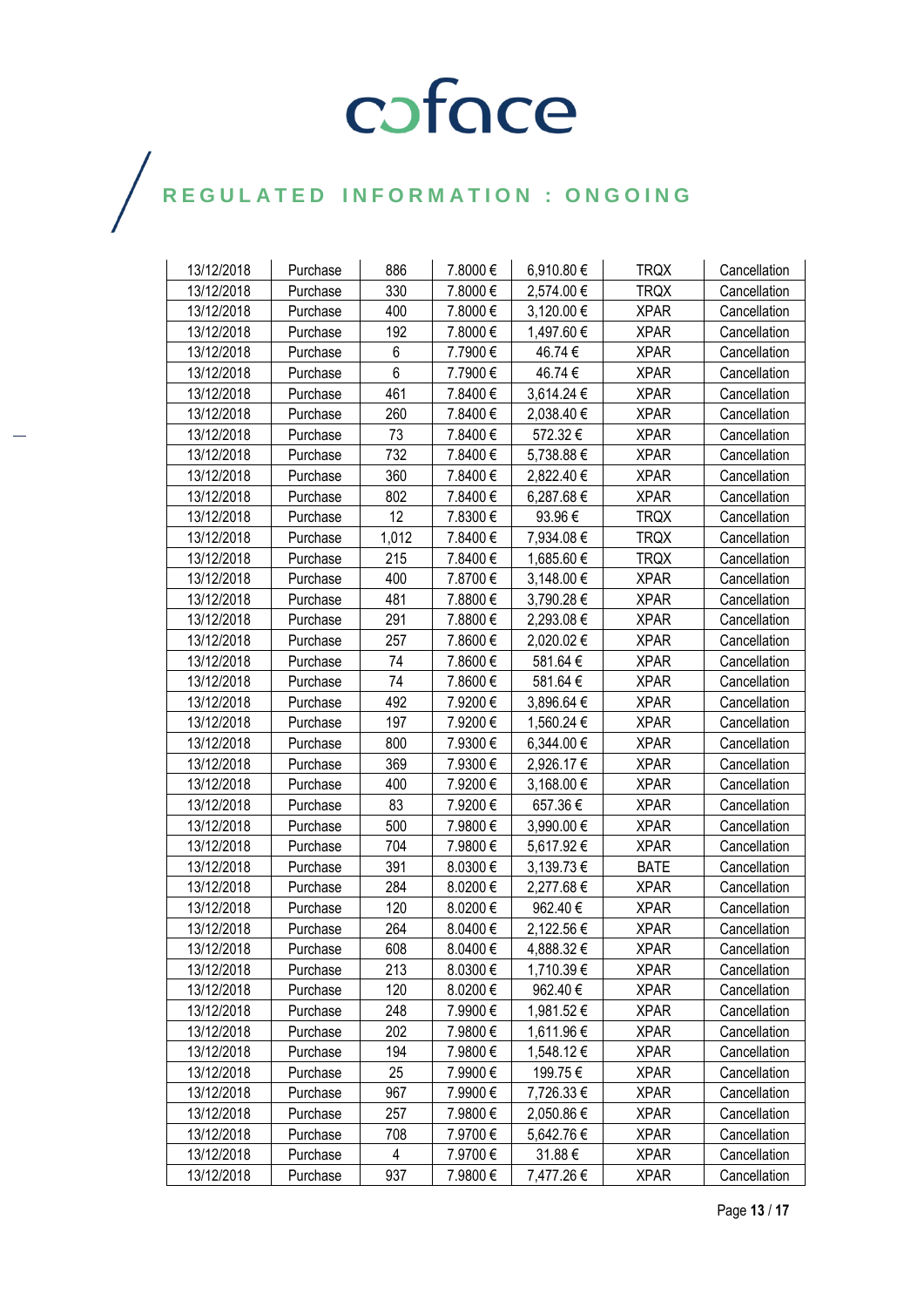# REGULATED INFORMATION : ONGOING

| 13/12/2018 | Purchase | 886 | 7.8000 € | 6,910.80 € | TRQX | Cancellation |
|---|---|---|---|---|---|---|
| 13/12/2018 | Purchase | 330 | 7.8000 € | 2,574.00 € | TRQX | Cancellation |
| 13/12/2018 | Purchase | 400 | 7.8000 € | 3,120.00 € | XPAR | Cancellation |
| 13/12/2018 | Purchase | 192 | 7.8000 € | 1,497.60 € | XPAR | Cancellation |
| 13/12/2018 | Purchase | 6 | 7.7900 € | 46.74 € | XPAR | Cancellation |
| 13/12/2018 | Purchase | 6 | 7.7900 € | 46.74 € | XPAR | Cancellation |
| 13/12/2018 | Purchase | 461 | 7.8400 € | 3,614.24 € | XPAR | Cancellation |
| 13/12/2018 | Purchase | 260 | 7.8400 € | 2,038.40 € | XPAR | Cancellation |
| 13/12/2018 | Purchase | 73 | 7.8400 € | 572.32 € | XPAR | Cancellation |
| 13/12/2018 | Purchase | 732 | 7.8400 € | 5,738.88 € | XPAR | Cancellation |
| 13/12/2018 | Purchase | 360 | 7.8400 € | 2,822.40 € | XPAR | Cancellation |
| 13/12/2018 | Purchase | 802 | 7.8400 € | 6,287.68 € | XPAR | Cancellation |
| 13/12/2018 | Purchase | 12 | 7.8300 € | 93.96 € | TRQX | Cancellation |
| 13/12/2018 | Purchase | 1,012 | 7.8400 € | 7,934.08 € | TRQX | Cancellation |
| 13/12/2018 | Purchase | 215 | 7.8400 € | 1,685.60 € | TRQX | Cancellation |
| 13/12/2018 | Purchase | 400 | 7.8700 € | 3,148.00 € | XPAR | Cancellation |
| 13/12/2018 | Purchase | 481 | 7.8800 € | 3,790.28 € | XPAR | Cancellation |
| 13/12/2018 | Purchase | 291 | 7.8800 € | 2,293.08 € | XPAR | Cancellation |
| 13/12/2018 | Purchase | 257 | 7.8600 € | 2,020.02 € | XPAR | Cancellation |
| 13/12/2018 | Purchase | 74 | 7.8600 € | 581.64 € | XPAR | Cancellation |
| 13/12/2018 | Purchase | 74 | 7.8600 € | 581.64 € | XPAR | Cancellation |
| 13/12/2018 | Purchase | 492 | 7.9200 € | 3,896.64 € | XPAR | Cancellation |
| 13/12/2018 | Purchase | 197 | 7.9200 € | 1,560.24 € | XPAR | Cancellation |
| 13/12/2018 | Purchase | 800 | 7.9300 € | 6,344.00 € | XPAR | Cancellation |
| 13/12/2018 | Purchase | 369 | 7.9300 € | 2,926.17 € | XPAR | Cancellation |
| 13/12/2018 | Purchase | 400 | 7.9200 € | 3,168.00 € | XPAR | Cancellation |
| 13/12/2018 | Purchase | 83 | 7.9200 € | 657.36 € | XPAR | Cancellation |
| 13/12/2018 | Purchase | 500 | 7.9800 € | 3,990.00 € | XPAR | Cancellation |
| 13/12/2018 | Purchase | 704 | 7.9800 € | 5,617.92 € | XPAR | Cancellation |
| 13/12/2018 | Purchase | 391 | 8.0300 € | 3,139.73 € | BATE | Cancellation |
| 13/12/2018 | Purchase | 284 | 8.0200 € | 2,277.68 € | XPAR | Cancellation |
| 13/12/2018 | Purchase | 120 | 8.0200 € | 962.40 € | XPAR | Cancellation |
| 13/12/2018 | Purchase | 264 | 8.0400 € | 2,122.56 € | XPAR | Cancellation |
| 13/12/2018 | Purchase | 608 | 8.0400 € | 4,888.32 € | XPAR | Cancellation |
| 13/12/2018 | Purchase | 213 | 8.0300 € | 1,710.39 € | XPAR | Cancellation |
| 13/12/2018 | Purchase | 120 | 8.0200 € | 962.40 € | XPAR | Cancellation |
| 13/12/2018 | Purchase | 248 | 7.9900 € | 1,981.52 € | XPAR | Cancellation |
| 13/12/2018 | Purchase | 202 | 7.9800 € | 1,611.96 € | XPAR | Cancellation |
| 13/12/2018 | Purchase | 194 | 7.9800 € | 1,548.12 € | XPAR | Cancellation |
| 13/12/2018 | Purchase | 25 | 7.9900 € | 199.75 € | XPAR | Cancellation |
| 13/12/2018 | Purchase | 967 | 7.9900 € | 7,726.33 € | XPAR | Cancellation |
| 13/12/2018 | Purchase | 257 | 7.9800 € | 2,050.86 € | XPAR | Cancellation |
| 13/12/2018 | Purchase | 708 | 7.9700 € | 5,642.76 € | XPAR | Cancellation |
| 13/12/2018 | Purchase | 4 | 7.9700 € | 31.88 € | XPAR | Cancellation |
| 13/12/2018 | Purchase | 937 | 7.9800 € | 7,477.26 € | XPAR | Cancellation |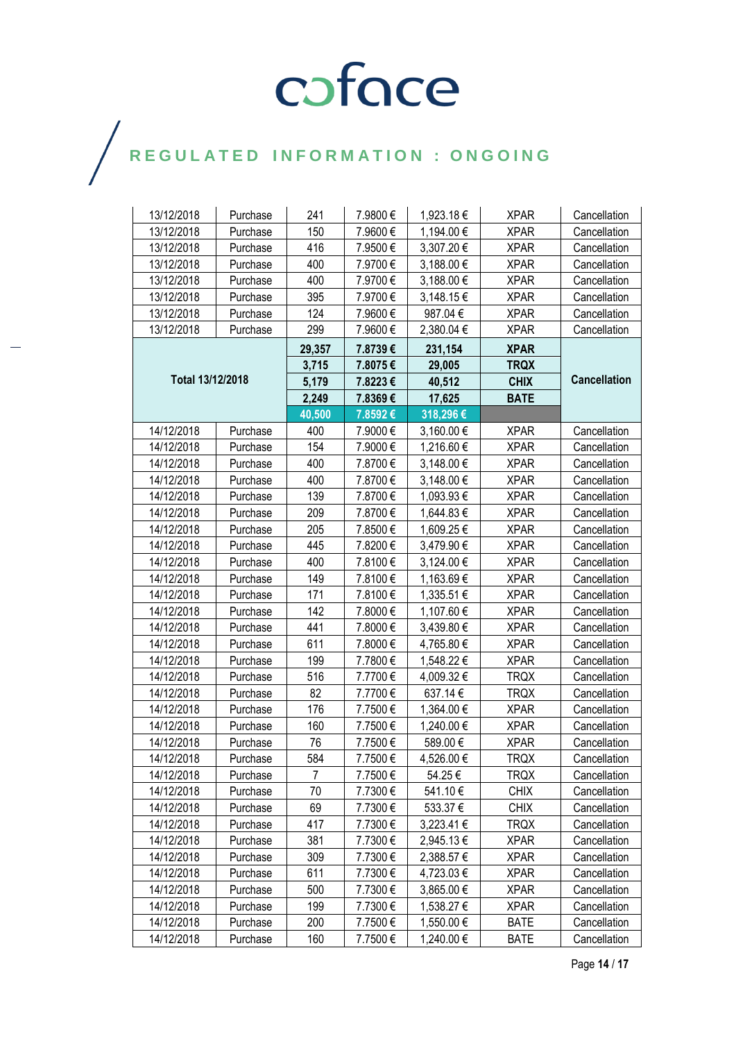| | | | | | | |
|---|---|---|---|---|---|---|
| 13/12/2018 | Purchase | 241 | 7.9800 € | 1,923.18 € | XPAR | Cancellation |
| 13/12/2018 | Purchase | 150 | 7.9600 € | 1,194.00 € | XPAR | Cancellation |
| 13/12/2018 | Purchase | 416 | 7.9500 € | 3,307.20 € | XPAR | Cancellation |
| 13/12/2018 | Purchase | 400 | 7.9700 € | 3,188.00 € | XPAR | Cancellation |
| 13/12/2018 | Purchase | 400 | 7.9700 € | 3,188.00 € | XPAR | Cancellation |
| 13/12/2018 | Purchase | 395 | 7.9700 € | 3,148.15 € | XPAR | Cancellation |
| 13/12/2018 | Purchase | 124 | 7.9600 € | 987.04 € | XPAR | Cancellation |
| 13/12/2018 | Purchase | 299 | 7.9600 € | 2,380.04 € | XPAR | Cancellation |
| **Total 13/12/2018** | | **29,357** | **7.8739 €** | **231,154** | **XPAR** | **Cancellation** |
| | | **3,715** | **7.8075 €** | **29,005** | **TRQX** | |
| | | **5,179** | **7.8223 €** | **40,512** | **CHIX** | |
| | | **2,249** | **7.8369 €** | **17,625** | **BATE** | |
| | | **40,500** | **7.8592 €** | **318,296 €** | | |
| 14/12/2018 | Purchase | 400 | 7.9000 € | 3,160.00 € | XPAR | Cancellation |
| 14/12/2018 | Purchase | 154 | 7.9000 € | 1,216.60 € | XPAR | Cancellation |
| 14/12/2018 | Purchase | 400 | 7.8700 € | 3,148.00 € | XPAR | Cancellation |
| 14/12/2018 | Purchase | 400 | 7.8700 € | 3,148.00 € | XPAR | Cancellation |
| 14/12/2018 | Purchase | 139 | 7.8700 € | 1,093.93 € | XPAR | Cancellation |
| 14/12/2018 | Purchase | 209 | 7.8700 € | 1,644.83 € | XPAR | Cancellation |
| 14/12/2018 | Purchase | 205 | 7.8500 € | 1,609.25 € | XPAR | Cancellation |
| 14/12/2018 | Purchase | 445 | 7.8200 € | 3,479.90 € | XPAR | Cancellation |
| 14/12/2018 | Purchase | 400 | 7.8100 € | 3,124.00 € | XPAR | Cancellation |
| 14/12/2018 | Purchase | 149 | 7.8100 € | 1,163.69 € | XPAR | Cancellation |
| 14/12/2018 | Purchase | 171 | 7.8100 € | 1,335.51 € | XPAR | Cancellation |
| 14/12/2018 | Purchase | 142 | 7.8000 € | 1,107.60 € | XPAR | Cancellation |
| 14/12/2018 | Purchase | 441 | 7.8000 € | 3,439.80 € | XPAR | Cancellation |
| 14/12/2018 | Purchase | 611 | 7.8000 € | 4,765.80 € | XPAR | Cancellation |
| 14/12/2018 | Purchase | 199 | 7.7800 € | 1,548.22 € | XPAR | Cancellation |
| 14/12/2018 | Purchase | 516 | 7.7700 € | 4,009.32 € | TRQX | Cancellation |
| 14/12/2018 | Purchase | 82 | 7.7700 € | 637.14 € | TRQX | Cancellation |
| 14/12/2018 | Purchase | 176 | 7.7500 € | 1,364.00 € | XPAR | Cancellation |
| 14/12/2018 | Purchase | 160 | 7.7500 € | 1,240.00 € | XPAR | Cancellation |
| 14/12/2018 | Purchase | 76 | 7.7500 € | 589.00 € | XPAR | Cancellation |
| 14/12/2018 | Purchase | 584 | 7.7500 € | 4,526.00 € | TRQX | Cancellation |
| 14/12/2018 | Purchase | 7 | 7.7500 € | 54.25 € | TRQX | Cancellation |
| 14/12/2018 | Purchase | 70 | 7.7300 € | 541.10 € | CHIX | Cancellation |
| 14/12/2018 | Purchase | 69 | 7.7300 € | 533.37 € | CHIX | Cancellation |
| 14/12/2018 | Purchase | 417 | 7.7300 € | 3,223.41 € | TRQX | Cancellation |
| 14/12/2018 | Purchase | 381 | 7.7300 € | 2,945.13 € | XPAR | Cancellation |
| 14/12/2018 | Purchase | 309 | 7.7300 € | 2,388.57 € | XPAR | Cancellation |
| 14/12/2018 | Purchase | 611 | 7.7300 € | 4,723.03 € | XPAR | Cancellation |
| 14/12/2018 | Purchase | 500 | 7.7300 € | 3,865.00 € | XPAR | Cancellation |
| 14/12/2018 | Purchase | 199 | 7.7300 € | 1,538.27 € | XPAR | Cancellation |
| 14/12/2018 | Purchase | 200 | 7.7500 € | 1,550.00 € | BATE | Cancellation |
| 14/12/2018 | Purchase | 160 | 7.7500 € | 1,240.00 € | BATE | Cancellation |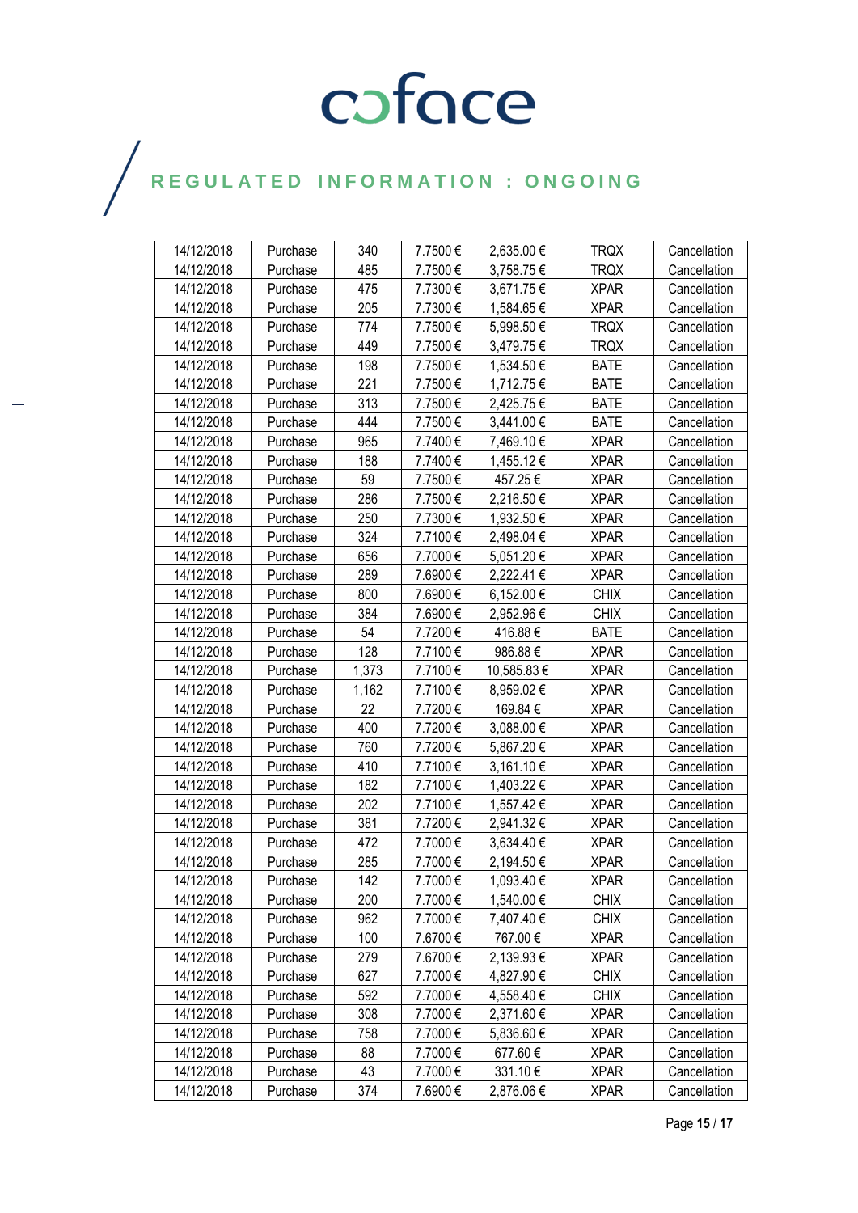| 14/12/2018 | Purchase | 340 | 7.7500 € | 2,635.00 € | TRQX | Cancellation |
|---|---|---|---|---|---|---|
| 14/12/2018 | Purchase | 485 | 7.7500 € | 3,758.75 € | TRQX | Cancellation |
| 14/12/2018 | Purchase | 475 | 7.7300 € | 3,671.75 € | XPAR | Cancellation |
| 14/12/2018 | Purchase | 205 | 7.7300 € | 1,584.65 € | XPAR | Cancellation |
| 14/12/2018 | Purchase | 774 | 7.7500 € | 5,998.50 € | TRQX | Cancellation |
| 14/12/2018 | Purchase | 449 | 7.7500 € | 3,479.75 € | TRQX | Cancellation |
| 14/12/2018 | Purchase | 198 | 7.7500 € | 1,534.50 € | BATE | Cancellation |
| 14/12/2018 | Purchase | 221 | 7.7500 € | 1,712.75 € | BATE | Cancellation |
| 14/12/2018 | Purchase | 313 | 7.7500 € | 2,425.75 € | BATE | Cancellation |
| 14/12/2018 | Purchase | 444 | 7.7500 € | 3,441.00 € | BATE | Cancellation |
| 14/12/2018 | Purchase | 965 | 7.7400 € | 7,469.10 € | XPAR | Cancellation |
| 14/12/2018 | Purchase | 188 | 7.7400 € | 1,455.12 € | XPAR | Cancellation |
| 14/12/2018 | Purchase | 59 | 7.7500 € | 457.25 € | XPAR | Cancellation |
| 14/12/2018 | Purchase | 286 | 7.7500 € | 2,216.50 € | XPAR | Cancellation |
| 14/12/2018 | Purchase | 250 | 7.7300 € | 1,932.50 € | XPAR | Cancellation |
| 14/12/2018 | Purchase | 324 | 7.7100 € | 2,498.04 € | XPAR | Cancellation |
| 14/12/2018 | Purchase | 656 | 7.7000 € | 5,051.20 € | XPAR | Cancellation |
| 14/12/2018 | Purchase | 289 | 7.6900 € | 2,222.41 € | XPAR | Cancellation |
| 14/12/2018 | Purchase | 800 | 7.6900 € | 6,152.00 € | CHIX | Cancellation |
| 14/12/2018 | Purchase | 384 | 7.6900 € | 2,952.96 € | CHIX | Cancellation |
| 14/12/2018 | Purchase | 54 | 7.7200 € | 416.88 € | BATE | Cancellation |
| 14/12/2018 | Purchase | 128 | 7.7100 € | 986.88 € | XPAR | Cancellation |
| 14/12/2018 | Purchase | 1,373 | 7.7100 € | 10,585.83 € | XPAR | Cancellation |
| 14/12/2018 | Purchase | 1,162 | 7.7100 € | 8,959.02 € | XPAR | Cancellation |
| 14/12/2018 | Purchase | 22 | 7.7200 € | 169.84 € | XPAR | Cancellation |
| 14/12/2018 | Purchase | 400 | 7.7200 € | 3,088.00 € | XPAR | Cancellation |
| 14/12/2018 | Purchase | 760 | 7.7200 € | 5,867.20 € | XPAR | Cancellation |
| 14/12/2018 | Purchase | 410 | 7.7100 € | 3,161.10 € | XPAR | Cancellation |
| 14/12/2018 | Purchase | 182 | 7.7100 € | 1,403.22 € | XPAR | Cancellation |
| 14/12/2018 | Purchase | 202 | 7.7100 € | 1,557.42 € | XPAR | Cancellation |
| 14/12/2018 | Purchase | 381 | 7.7200 € | 2,941.32 € | XPAR | Cancellation |
| 14/12/2018 | Purchase | 472 | 7.7000 € | 3,634.40 € | XPAR | Cancellation |
| 14/12/2018 | Purchase | 285 | 7.7000 € | 2,194.50 € | XPAR | Cancellation |
| 14/12/2018 | Purchase | 142 | 7.7000 € | 1,093.40 € | XPAR | Cancellation |
| 14/12/2018 | Purchase | 200 | 7.7000 € | 1,540.00 € | CHIX | Cancellation |
| 14/12/2018 | Purchase | 962 | 7.7000 € | 7,407.40 € | CHIX | Cancellation |
| 14/12/2018 | Purchase | 100 | 7.6700 € | 767.00 € | XPAR | Cancellation |
| 14/12/2018 | Purchase | 279 | 7.6700 € | 2,139.93 € | XPAR | Cancellation |
| 14/12/2018 | Purchase | 627 | 7.7000 € | 4,827.90 € | CHIX | Cancellation |
| 14/12/2018 | Purchase | 592 | 7.7000 € | 4,558.40 € | CHIX | Cancellation |
| 14/12/2018 | Purchase | 308 | 7.7000 € | 2,371.60 € | XPAR | Cancellation |
| 14/12/2018 | Purchase | 758 | 7.7000 € | 5,836.60 € | XPAR | Cancellation |
| 14/12/2018 | Purchase | 88 | 7.7000 € | 677.60 € | XPAR | Cancellation |
| 14/12/2018 | Purchase | 43 | 7.7000 € | 331.10 € | XPAR | Cancellation |
| 14/12/2018 | Purchase | 374 | 7.6900 € | 2,876.06 € | XPAR | Cancellation |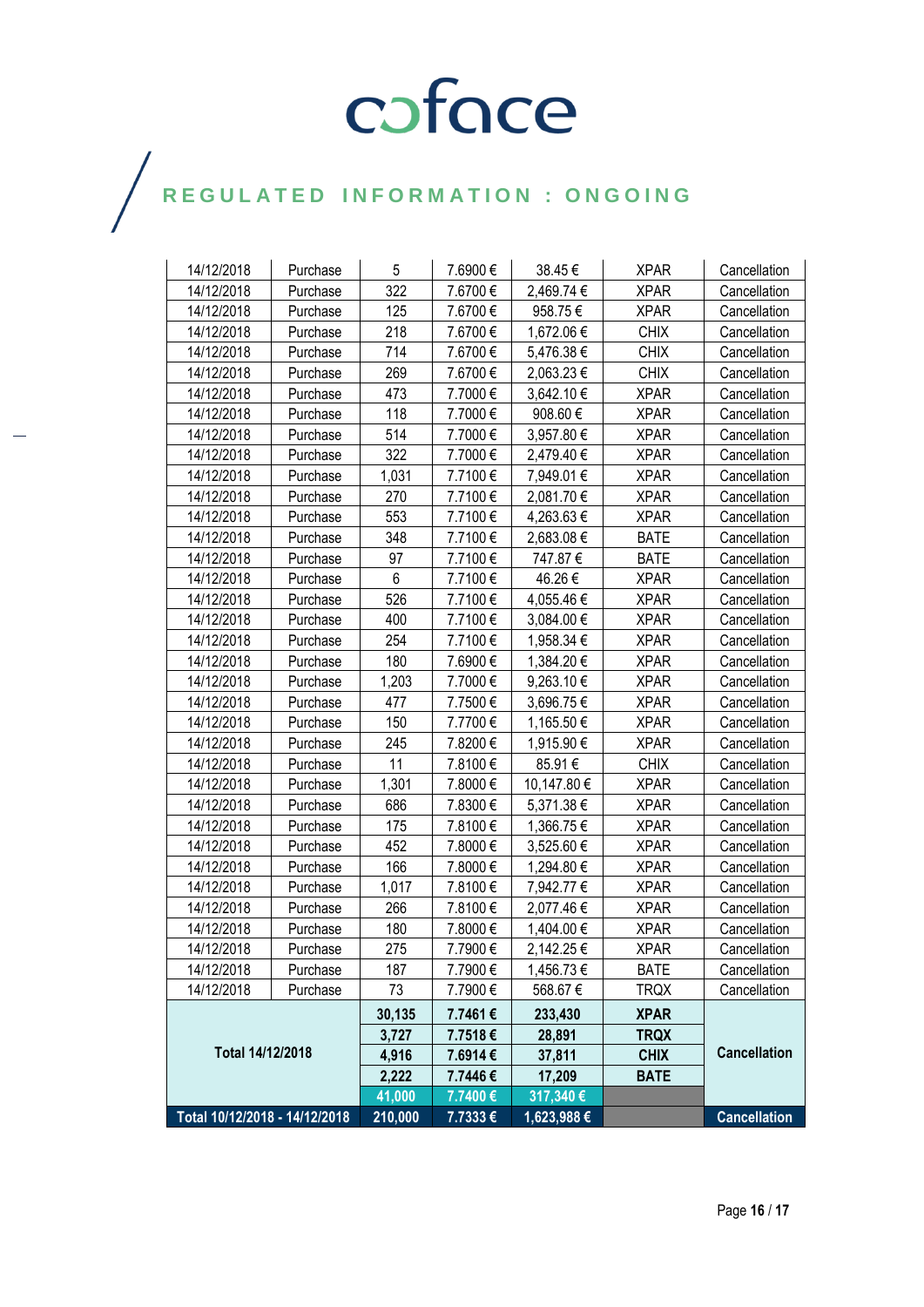# REGULATED INFORMATION : ONGOING

| | | | | | | |
|---|---|---|---|---|---|---|
| 14/12/2018 | Purchase | 5 | 7.6900 € | 38.45 € | XPAR | Cancellation |
| 14/12/2018 | Purchase | 322 | 7.6700 € | 2,469.74 € | XPAR | Cancellation |
| 14/12/2018 | Purchase | 125 | 7.6700 € | 958.75 € | XPAR | Cancellation |
| 14/12/2018 | Purchase | 218 | 7.6700 € | 1,672.06 € | CHIX | Cancellation |
| 14/12/2018 | Purchase | 714 | 7.6700 € | 5,476.38 € | CHIX | Cancellation |
| 14/12/2018 | Purchase | 269 | 7.6700 € | 2,063.23 € | CHIX | Cancellation |
| 14/12/2018 | Purchase | 473 | 7.7000 € | 3,642.10 € | XPAR | Cancellation |
| 14/12/2018 | Purchase | 118 | 7.7000 € | 908.60 € | XPAR | Cancellation |
| 14/12/2018 | Purchase | 514 | 7.7000 € | 3,957.80 € | XPAR | Cancellation |
| 14/12/2018 | Purchase | 322 | 7.7000 € | 2,479.40 € | XPAR | Cancellation |
| 14/12/2018 | Purchase | 1,031 | 7.7100 € | 7,949.01 € | XPAR | Cancellation |
| 14/12/2018 | Purchase | 270 | 7.7100 € | 2,081.70 € | XPAR | Cancellation |
| 14/12/2018 | Purchase | 553 | 7.7100 € | 4,263.63 € | XPAR | Cancellation |
| 14/12/2018 | Purchase | 348 | 7.7100 € | 2,683.08 € | BATE | Cancellation |
| 14/12/2018 | Purchase | 97 | 7.7100 € | 747.87 € | BATE | Cancellation |
| 14/12/2018 | Purchase | 6 | 7.7100 € | 46.26 € | XPAR | Cancellation |
| 14/12/2018 | Purchase | 526 | 7.7100 € | 4,055.46 € | XPAR | Cancellation |
| 14/12/2018 | Purchase | 400 | 7.7100 € | 3,084.00 € | XPAR | Cancellation |
| 14/12/2018 | Purchase | 254 | 7.7100 € | 1,958.34 € | XPAR | Cancellation |
| 14/12/2018 | Purchase | 180 | 7.6900 € | 1,384.20 € | XPAR | Cancellation |
| 14/12/2018 | Purchase | 1,203 | 7.7000 € | 9,263.10 € | XPAR | Cancellation |
| 14/12/2018 | Purchase | 477 | 7.7500 € | 3,696.75 € | XPAR | Cancellation |
| 14/12/2018 | Purchase | 150 | 7.7700 € | 1,165.50 € | XPAR | Cancellation |
| 14/12/2018 | Purchase | 245 | 7.8200 € | 1,915.90 € | XPAR | Cancellation |
| 14/12/2018 | Purchase | 11 | 7.8100 € | 85.91 € | CHIX | Cancellation |
| 14/12/2018 | Purchase | 1,301 | 7.8000 € | 10,147.80 € | XPAR | Cancellation |
| 14/12/2018 | Purchase | 686 | 7.8300 € | 5,371.38 € | XPAR | Cancellation |
| 14/12/2018 | Purchase | 175 | 7.8100 € | 1,366.75 € | XPAR | Cancellation |
| 14/12/2018 | Purchase | 452 | 7.8000 € | 3,525.60 € | XPAR | Cancellation |
| 14/12/2018 | Purchase | 166 | 7.8000 € | 1,294.80 € | XPAR | Cancellation |
| 14/12/2018 | Purchase | 1,017 | 7.8100 € | 7,942.77 € | XPAR | Cancellation |
| 14/12/2018 | Purchase | 266 | 7.8100 € | 2,077.46 € | XPAR | Cancellation |
| 14/12/2018 | Purchase | 180 | 7.8000 € | 1,404.00 € | XPAR | Cancellation |
| 14/12/2018 | Purchase | 275 | 7.7900 € | 2,142.25 € | XPAR | Cancellation |
| 14/12/2018 | Purchase | 187 | 7.7900 € | 1,456.73 € | BATE | Cancellation |
| 14/12/2018 | Purchase | 73 | 7.7900 € | 568.67 € | TRQX | Cancellation |
| **Total 14/12/2018** | | **30,135** | **7.7461 €** | **233,430** | **XPAR** | **Cancellation** |
| | | **3,727** | **7.7518 €** | **28,891** | **TRQX** | |
| | | **4,916** | **7.6914 €** | **37,811** | **CHIX** | |
| | | **2,222** | **7.7446 €** | **17,209** | **BATE** | |
| | | **41,000** | **7.7400 €** | **317,340 €** | | |
| **Total 10/12/2018 - 14/12/2018** | | **210,000** | **7.7333 €** | **1,623,988 €** | | **Cancellation** |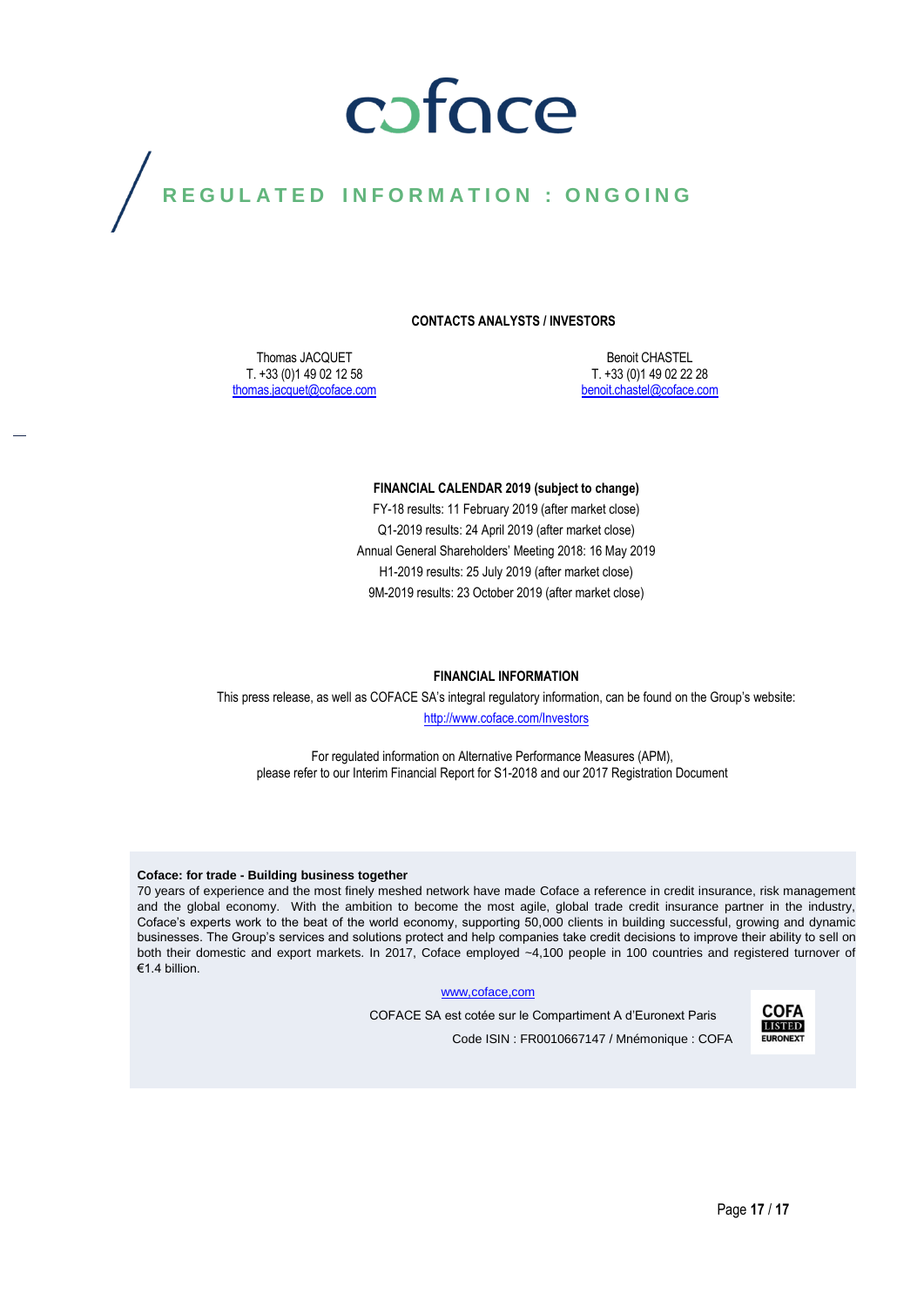# REGULATED INFORMATION : ONGOING

**CONTACTS ANALYSTS / INVESTORS**

Thomas JACQUET
T. +33 (0)1 49 02 12 58
thomas.jacquet@coface.com

Benoit CHASTEL
T. +33 (0)1 49 02 22 28
benoit.chastel@coface.com

**FINANCIAL CALENDAR 2019 (subject to change)**

FY-18 results: 11 February 2019 (after market close)
Q1-2019 results: 24 April 2019 (after market close)
Annual General Shareholders' Meeting 2018: 16 May 2019
H1-2019 results: 25 July 2019 (after market close)
9M-2019 results: 23 October 2019 (after market close)

**FINANCIAL INFORMATION**

This press release, as well as COFACE SA's integral regulatory information, can be found on the Group's website: http://www.coface.com/Investors

For regulated information on Alternative Performance Measures (APM), please refer to our Interim Financial Report for S1-2018 and our 2017 Registration Document

**Coface: for trade - Building business together**

70 years of experience and the most finely meshed network have made Coface a reference in credit insurance, risk management and the global economy. With the ambition to become the most agile, global trade credit insurance partner in the industry, Coface's experts work to the beat of the world economy, supporting 50,000 clients in building successful, growing and dynamic businesses. The Group's services and solutions protect and help companies take credit decisions to improve their ability to sell on both their domestic and export markets. In 2017, Coface employed ~4,100 people in 100 countries and registered turnover of €1.4 billion.

www,coface,com

COFACE SA est cotée sur le Compartiment A d'Euronext Paris

Code ISIN : FR0010667147 / Mnémonique : COFA

COFA LISTED EURONEXT